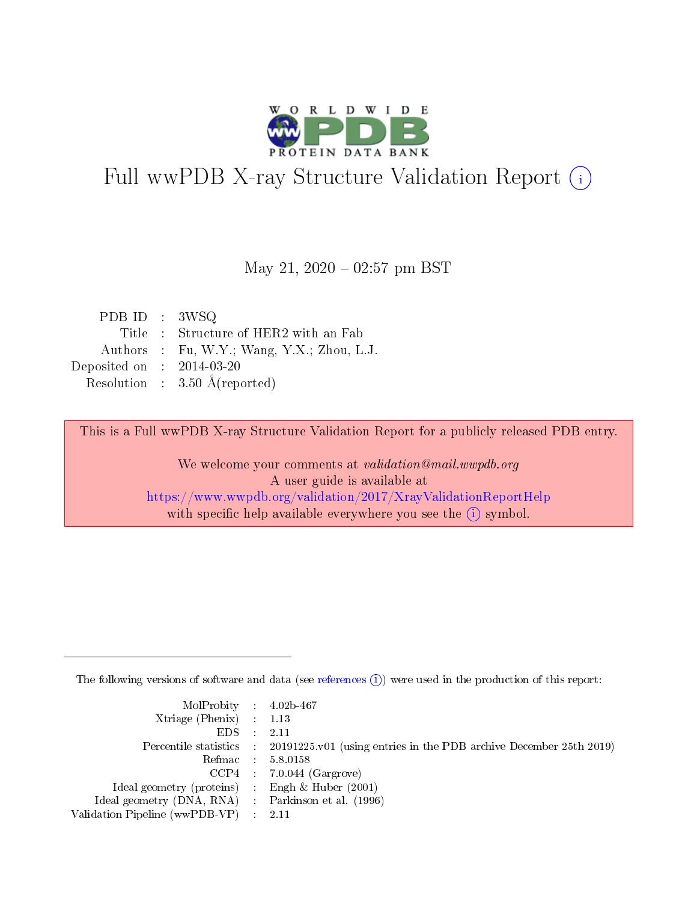# Full wwPDB X-ray Structure Validation Report (i)

May 21, 2020 – 02:57 pm BST

| | | |
|---|---|---|
| PDB ID | : | 3WSQ |
| Title | : | Structure of HER2 with an Fab |
| Authors | : | Fu, W.Y.; Wang, Y.X.; Zhou, L.J. |
| Deposited on | : | 2014-03-20 |
| Resolution | : | 3.50 Å(reported) |

This is a Full wwPDB X-ray Structure Validation Report for a publicly released PDB entry.

We welcome your comments at *validation@mail.wwpdb.org*
A user guide is available at
https://www.wwpdb.org/validation/2017/XrayValidationReportHelp
with specific help available everywhere you see the (i) symbol.

---

The following versions of software and data (see references (i)) were used in the production of this report:

| | | |
|---|---|---|
| MolProbity | : | 4.02b-467 |
| Xtriage (Phenix) | : | 1.13 |
| EDS | : | 2.11 |
| Percentile statistics | : | 20191225.v01 (using entries in the PDB archive December 25th 2019) |
| Refmac | : | 5.8.0158 |
| CCP4 | : | 7.0.044 (Gargrove) |
| Ideal geometry (proteins) | : | Engh & Huber (2001) |
| Ideal geometry (DNA, RNA) | : | Parkinson et al. (1996) |
| Validation Pipeline (wwPDB-VP) | : | 2.11 |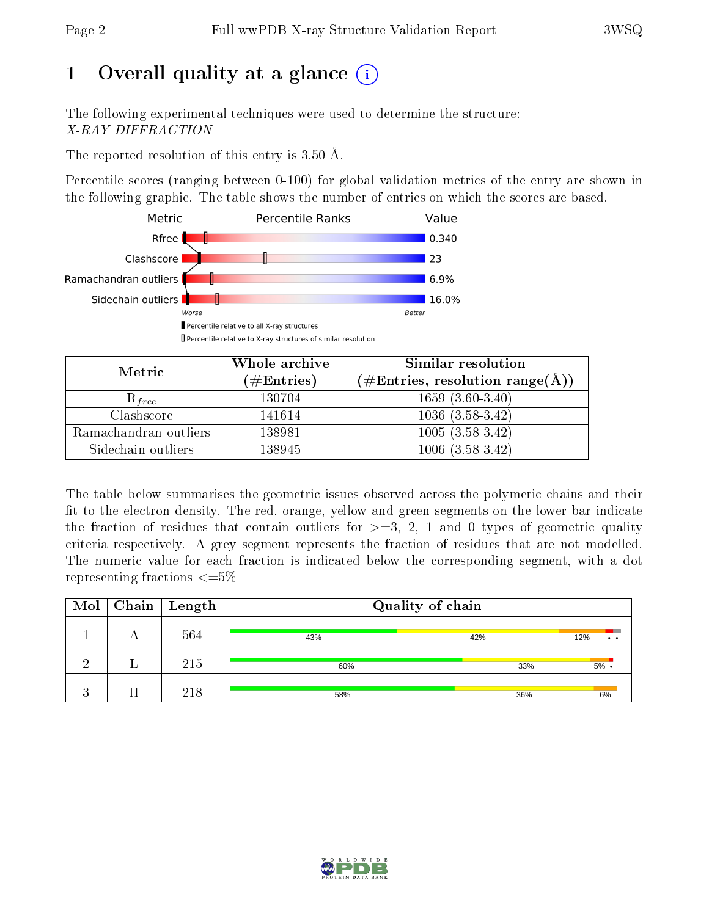# 1 Overall quality at a glance (i)

The following experimental techniques were used to determine the structure:
*X-RAY DIFFRACTION*

The reported resolution of this entry is 3.50 Å.

Percentile scores (ranging between 0-100) for global validation metrics of the entry are shown in the following graphic. The table shows the number of entries on which the scores are based.

| Metric | Value |
|---|---|
| Rfree | 0.340 |
| Clashscore | 23 |
| Ramachandran outliers | 6.9% |
| Sidechain outliers | 16.0% |

| Metric | Whole archive (#Entries) | Similar resolution (#Entries, resolution range(Å)) |
|---|---|---|
| $R_{free}$ | 130704 | 1659 (3.60-3.40) |
| Clashscore | 141614 | 1036 (3.58-3.42) |
| Ramachandran outliers | 138981 | 1005 (3.58-3.42) |
| Sidechain outliers | 138945 | 1006 (3.58-3.42) |

The table below summarises the geometric issues observed across the polymeric chains and their fit to the electron density. The red, orange, yellow and green segments on the lower bar indicate the fraction of residues that contain outliers for >=3, 2, 1 and 0 types of geometric quality criteria respectively. A grey segment represents the fraction of residues that are not modelled. The numeric value for each fraction is indicated below the corresponding segment, with a dot representing fractions <=5%

| Mol | Chain | Length | Quality of chain |
|---|---|---|---|
| 1 | A | 564 | 43% · 42% · 12% · • • |
| 2 | L | 215 | 60% · 33% · 5% · • |
| 3 | H | 218 | 58% · 36% · 6% |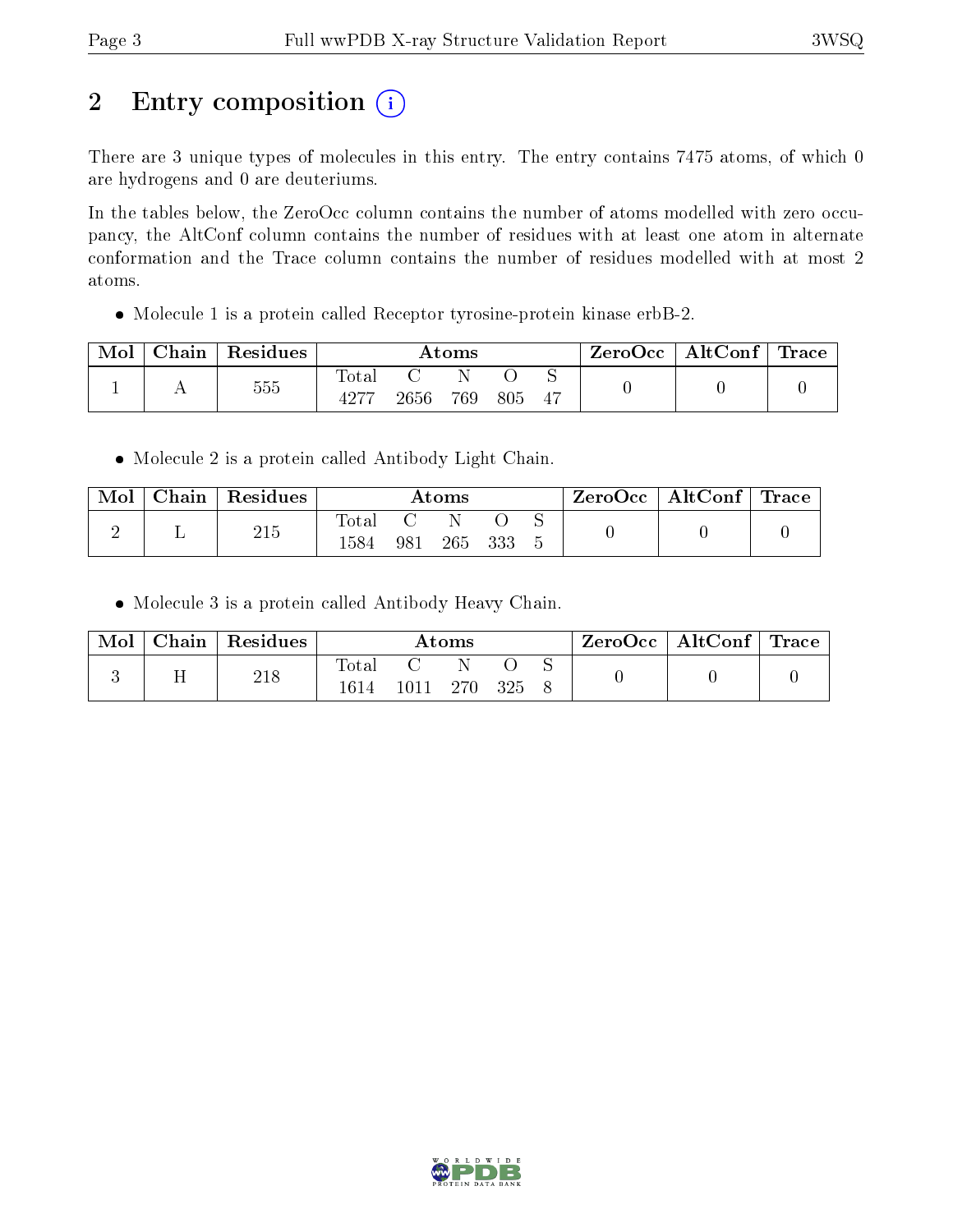# 2 Entry composition

There are 3 unique types of molecules in this entry. The entry contains 7475 atoms, of which 0 are hydrogens and 0 are deuteriums.

In the tables below, the ZeroOcc column contains the number of atoms modelled with zero occupancy, the AltConf column contains the number of residues with at least one atom in alternate conformation and the Trace column contains the number of residues modelled with at most 2 atoms.

- Molecule 1 is a protein called Receptor tyrosine-protein kinase erbB-2.

| Mol | Chain | Residues | Atoms | | | | | ZeroOcc | AltConf | Trace |
|---|---|---|---|---|---|---|---|---|---|---|
| 1 | A | 555 | Total 4277 | C 2656 | N 769 | O 805 | S 47 | 0 | 0 | 0 |

- Molecule 2 is a protein called Antibody Light Chain.

| Mol | Chain | Residues | Atoms | | | | | ZeroOcc | AltConf | Trace |
|---|---|---|---|---|---|---|---|---|---|---|
| 2 | L | 215 | Total 1584 | C 981 | N 265 | O 333 | S 5 | 0 | 0 | 0 |

- Molecule 3 is a protein called Antibody Heavy Chain.

| Mol | Chain | Residues | Atoms | | | | | ZeroOcc | AltConf | Trace |
|---|---|---|---|---|---|---|---|---|---|---|
| 3 | H | 218 | Total 1614 | C 1011 | N 270 | O 325 | S 8 | 0 | 0 | 0 |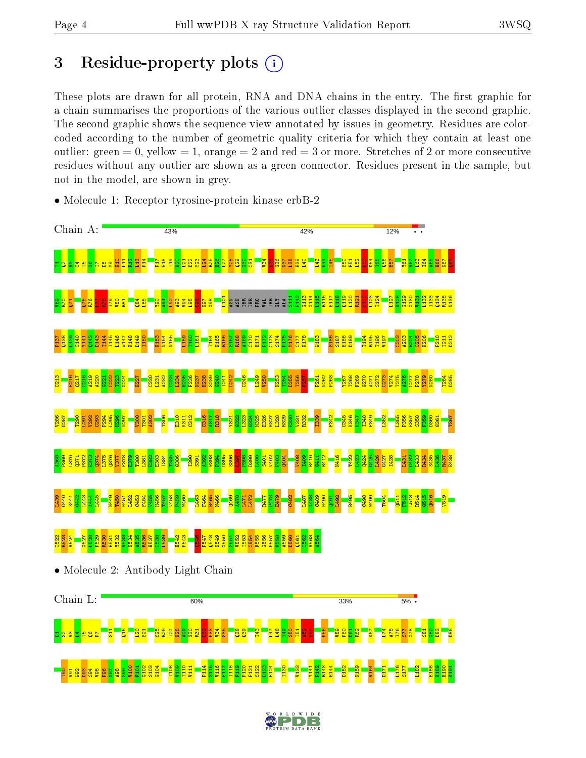# 3 Residue-property plots

These plots are drawn for all protein, RNA and DNA chains in the entry. The first graphic for a chain summarises the proportions of the various outlier classes displayed in the second graphic. The second graphic shows the sequence view annotated by issues in geometry. Residues are color-coded according to the number of geometric quality criteria for which they contain at least one outlier: green = 0, yellow = 1, orange = 2 and red = 3 or more. Stretches of 2 or more consecutive residues without any outlier are shown as a green connector. Residues present in the sample, but not in the model, are shown in grey.

- Molecule 1: Receptor tyrosine-protein kinase erbB-2

Chain A: 43% 42% 12% • •

- Molecule 2: Antibody Light Chain

Chain L: 60% 33% 5% •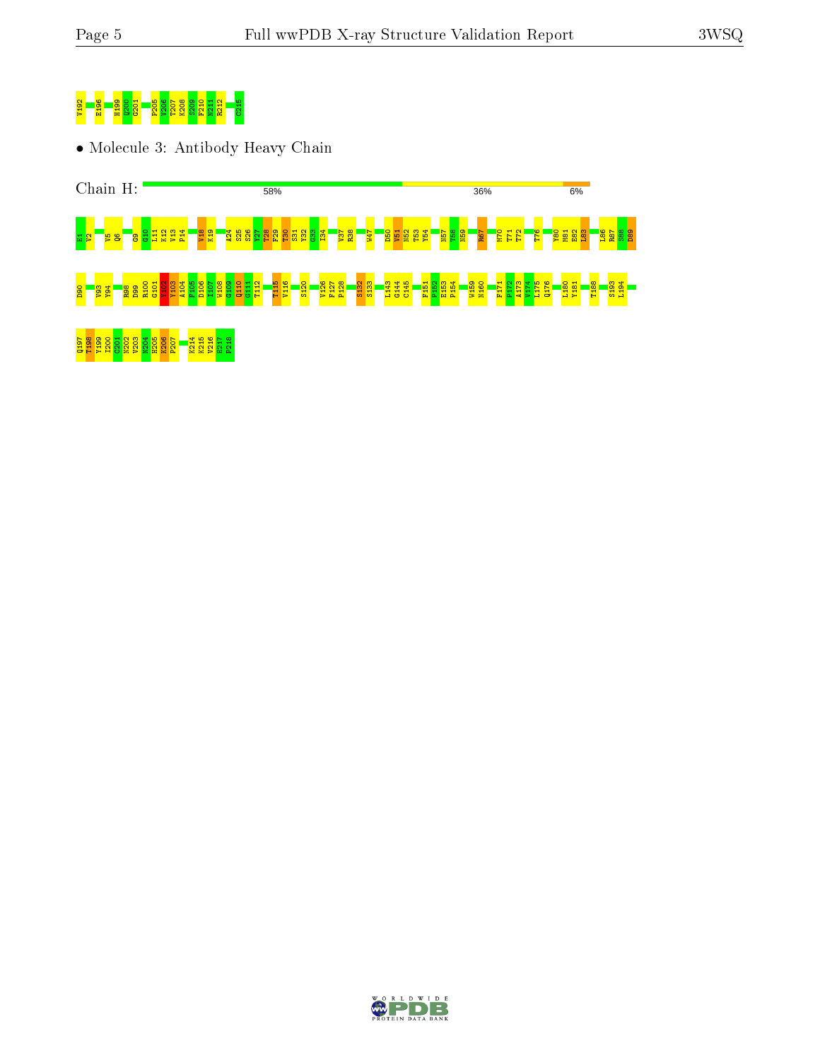V192 E196 H199 Q200 G201 P205 V206 T207 K208 S209 F210 N211 R212 C215

- Molecule 3: Antibody Heavy Chain

Chain H: 58% 36% 6%

E1 V2 V5 Q6 G9 G10 L11 K12 V13 P14 V18 K19 A24 S25 G26 Y27 T28 F29 T30 S31 Y32 G33 I34 V37 R38 W47 D50 V51 N52 T53 Y54 N57 T58 N59 R67 M70 T71 T72 T76 Y80 M81 E82 L83 L86 R87 S88 D89

D90 V93 Y94 R98 D99 R100 G101 Y102 Y103 A104 F105 D106 I107 W108 G109 Q110 G111 T112 T115 V116 S120 V126 F127 P128 S132 S133 L143 G144 C145 F151 P152 E153 P154 W159 N160 F171 P172 A173 V174 L175 Q176 L180 Y181 T188 S193 L194

Q197 T198 Y199 I200 C201 N202 V203 N204 H205 K206 P207 K214 K215 V216 E217 P218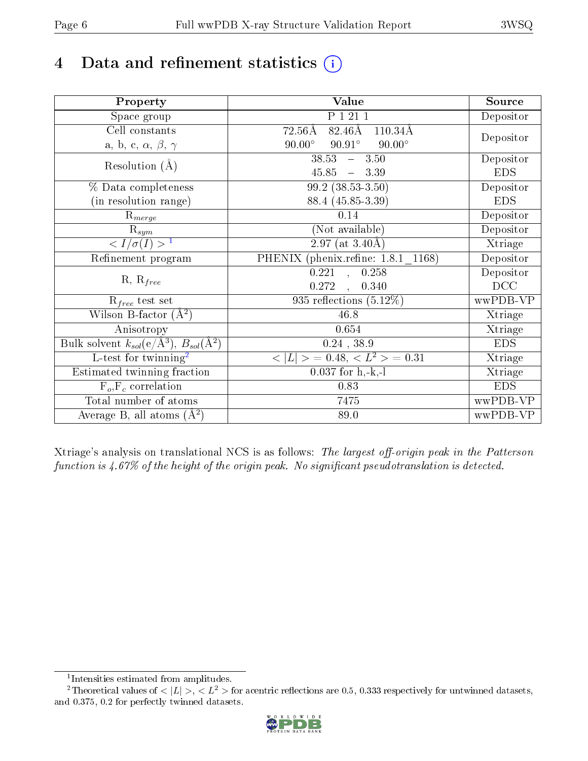# 4 Data and refinement statistics (i)

| Property | Value | Source |
|---|---|---|
| Space group | P 1 21 1 | Depositor |
| Cell constants<br>a, b, c, $\alpha$, $\beta$, $\gamma$ | 72.56Å 82.46Å 110.34Å<br>90.00° 90.91° 90.00° | Depositor |
| Resolution (Å) | 38.53 – 3.50<br>45.85 – 3.39 | Depositor<br>EDS |
| % Data completeness<br>(in resolution range) | 99.2 (38.53-3.50)<br>88.4 (45.85-3.39) | Depositor<br>EDS |
| $R_{merge}$ | 0.14 | Depositor |
| $R_{sym}$ | (Not available) | Depositor |
| $< I/\sigma(I) >$ [1] | 2.97 (at 3.40Å) | Xtriage |
| Refinement program | PHENIX (phenix.refine: 1.8.1_1168) | Depositor |
| R, $R_{free}$ | 0.221 , 0.258<br>0.272 , 0.340 | Depositor<br>DCC |
| $R_{free}$ test set | 935 reflections (5.12%) | wwPDB-VP |
| Wilson B-factor (Å$^2$) | 46.8 | Xtriage |
| Anisotropy | 0.654 | Xtriage |
| Bulk solvent $k_{sol}$(e/Å$^3$), $B_{sol}$(Å$^2$) | 0.24 , 38.9 | EDS |
| L-test for twinning[2] | $< \vert L \vert > = 0.48$, $< L^2 > = 0.31$ | Xtriage |
| Estimated twinning fraction | 0.037 for h,-k,-l | Xtriage |
| $F_o$,$F_c$ correlation | 0.83 | EDS |
| Total number of atoms | 7475 | wwPDB-VP |
| Average B, all atoms (Å$^2$) | 89.0 | wwPDB-VP |

Xtriage's analysis on translational NCS is as follows: *The largest off-origin peak in the Patterson function is 4.67% of the height of the origin peak. No significant pseudotranslation is detected.*

---

[1] Intensities estimated from amplitudes.

[2] Theoretical values of $< |L| >$, $< L^2 >$ for acentric reflections are 0.5, 0.333 respectively for untwinned datasets, and 0.375, 0.2 for perfectly twinned datasets.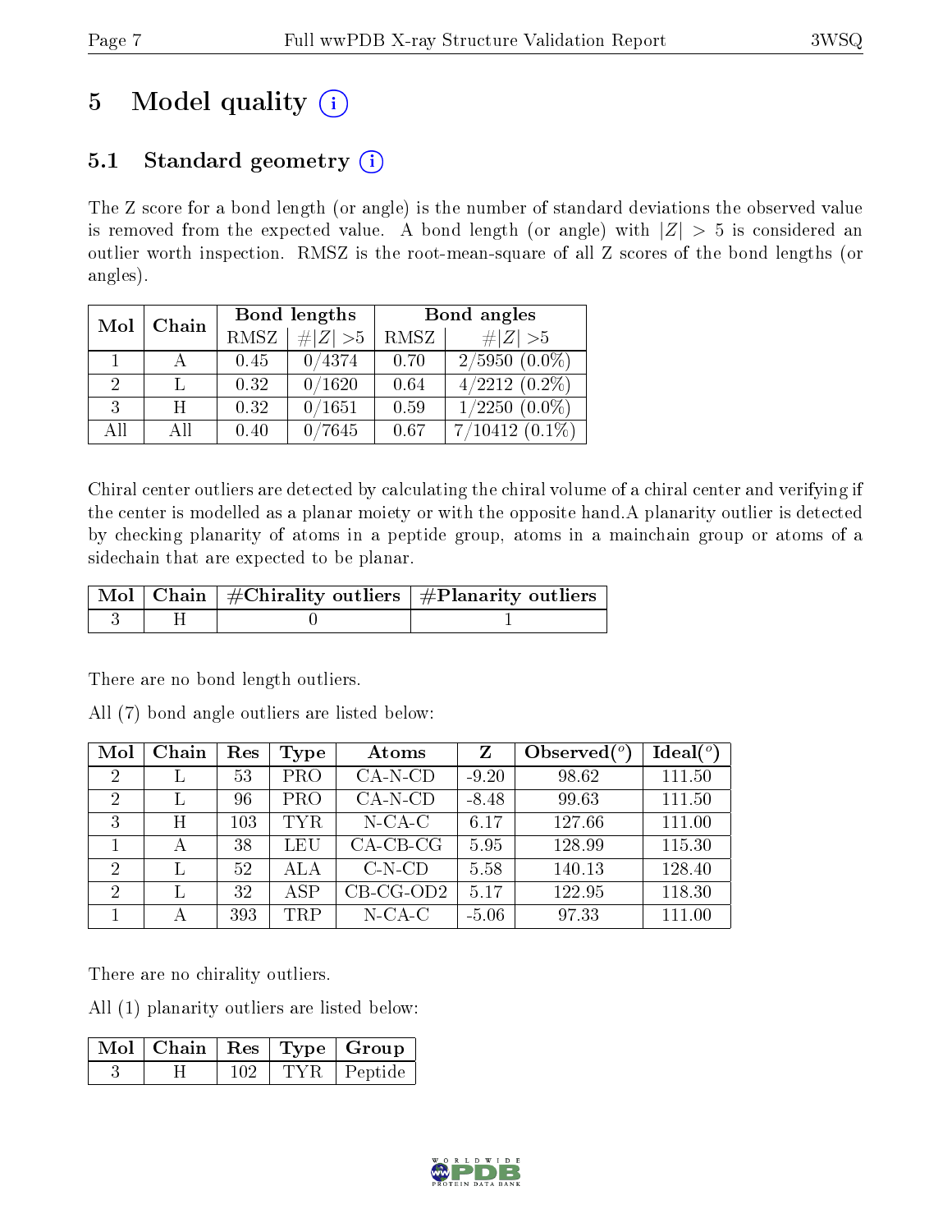# 5 Model quality (i)

## 5.1 Standard geometry (i)

The Z score for a bond length (or angle) is the number of standard deviations the observed value is removed from the expected value. A bond length (or angle) with $|Z| > 5$ is considered an outlier worth inspection. RMSZ is the root-mean-square of all Z scores of the bond lengths (or angles).

| Mol | Chain | Bond lengths | | Bond angles | |
|---|---|---|---|---|---|
| | | RMSZ | #\|Z\| >5 | RMSZ | #\|Z\| >5 |
| 1 | A | 0.45 | 0/4374 | 0.70 | 2/5950 (0.0%) |
| 2 | L | 0.32 | 0/1620 | 0.64 | 4/2212 (0.2%) |
| 3 | H | 0.32 | 0/1651 | 0.59 | 1/2250 (0.0%) |
| All | All | 0.40 | 0/7645 | 0.67 | 7/10412 (0.1%) |

Chiral center outliers are detected by calculating the chiral volume of a chiral center and verifying if the center is modelled as a planar moiety or with the opposite hand.A planarity outlier is detected by checking planarity of atoms in a peptide group, atoms in a mainchain group or atoms of a sidechain that are expected to be planar.

| Mol | Chain | #Chirality outliers | #Planarity outliers |
|---|---|---|---|
| 3 | H | 0 | 1 |

There are no bond length outliers.

All (7) bond angle outliers are listed below:

| Mol | Chain | Res | Type | Atoms | Z | Observed(°) | Ideal(°) |
|---|---|---|---|---|---|---|---|
| 2 | L | 53 | PRO | CA-N-CD | -9.20 | 98.62 | 111.50 |
| 2 | L | 96 | PRO | CA-N-CD | -8.48 | 99.63 | 111.50 |
| 3 | H | 103 | TYR | N-CA-C | 6.17 | 127.66 | 111.00 |
| 1 | A | 38 | LEU | CA-CB-CG | 5.95 | 128.99 | 115.30 |
| 2 | L | 52 | ALA | C-N-CD | 5.58 | 140.13 | 128.40 |
| 2 | L | 32 | ASP | CB-CG-OD2 | 5.17 | 122.95 | 118.30 |
| 1 | A | 393 | TRP | N-CA-C | -5.06 | 97.33 | 111.00 |

There are no chirality outliers.

All (1) planarity outliers are listed below:

| Mol | Chain | Res | Type | Group |
|---|---|---|---|---|
| 3 | H | 102 | TYR | Peptide |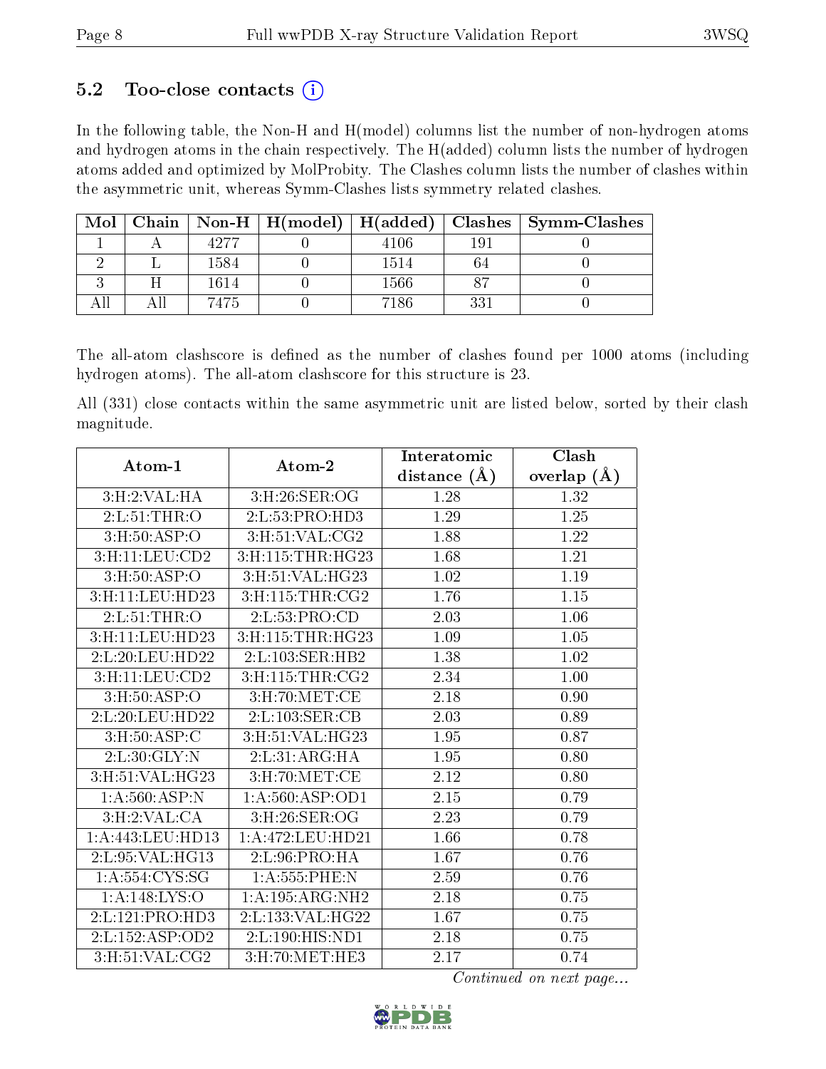### 5.2 Too-close contacts (i)

In the following table, the Non-H and H(model) columns list the number of non-hydrogen atoms and hydrogen atoms in the chain respectively. The H(added) column lists the number of hydrogen atoms added and optimized by MolProbity. The Clashes column lists the number of clashes within the asymmetric unit, whereas Symm-Clashes lists symmetry related clashes.

| Mol | Chain | Non-H | H(model) | H(added) | Clashes | Symm-Clashes |
|---|---|---|---|---|---|---|
| 1 | A | 4277 | 0 | 4106 | 191 | 0 |
| 2 | L | 1584 | 0 | 1514 | 64 | 0 |
| 3 | H | 1614 | 0 | 1566 | 87 | 0 |
| All | All | 7475 | 0 | 7186 | 331 | 0 |

The all-atom clashscore is defined as the number of clashes found per 1000 atoms (including hydrogen atoms). The all-atom clashscore for this structure is 23.

All (331) close contacts within the same asymmetric unit are listed below, sorted by their clash magnitude.

| Atom-1 | Atom-2 | Interatomic distance (Å) | Clash overlap (Å) |
|---|---|---|---|
| 3:H:2:VAL:HA | 3:H:26:SER:OG | 1.28 | 1.32 |
| 2:L:51:THR:O | 2:L:53:PRO:HD3 | 1.29 | 1.25 |
| 3:H:50:ASP:O | 3:H:51:VAL:CG2 | 1.88 | 1.22 |
| 3:H:11:LEU:CD2 | 3:H:115:THR:HG23 | 1.68 | 1.21 |
| 3:H:50:ASP:O | 3:H:51:VAL:HG23 | 1.02 | 1.19 |
| 3:H:11:LEU:HD23 | 3:H:115:THR:CG2 | 1.76 | 1.15 |
| 2:L:51:THR:O | 2:L:53:PRO:CD | 2.03 | 1.06 |
| 3:H:11:LEU:HD23 | 3:H:115:THR:HG23 | 1.09 | 1.05 |
| 2:L:20:LEU:HD22 | 2:L:103:SER:HB2 | 1.38 | 1.02 |
| 3:H:11:LEU:CD2 | 3:H:115:THR:CG2 | 2.34 | 1.00 |
| 3:H:50:ASP:O | 3:H:70:MET:CE | 2.18 | 0.90 |
| 2:L:20:LEU:HD22 | 2:L:103:SER:CB | 2.03 | 0.89 |
| 3:H:50:ASP:C | 3:H:51:VAL:HG23 | 1.95 | 0.87 |
| 2:L:30:GLY:N | 2:L:31:ARG:HA | 1.95 | 0.80 |
| 3:H:51:VAL:HG23 | 3:H:70:MET:CE | 2.12 | 0.80 |
| 1:A:560:ASP:N | 1:A:560:ASP:OD1 | 2.15 | 0.79 |
| 3:H:2:VAL:CA | 3:H:26:SER:OG | 2.23 | 0.79 |
| 1:A:443:LEU:HD13 | 1:A:472:LEU:HD21 | 1.66 | 0.78 |
| 2:L:95:VAL:HG13 | 2:L:96:PRO:HA | 1.67 | 0.76 |
| 1:A:554:CYS:SG | 1:A:555:PHE:N | 2.59 | 0.76 |
| 1:A:148:LYS:O | 1:A:195:ARG:NH2 | 2.18 | 0.75 |
| 2:L:121:PRO:HD3 | 2:L:133:VAL:HG22 | 1.67 | 0.75 |
| 2:L:152:ASP:OD2 | 2:L:190:HIS:ND1 | 2.18 | 0.75 |
| 3:H:51:VAL:CG2 | 3:H:70:MET:HE3 | 2.17 | 0.74 |

*Continued on next page...*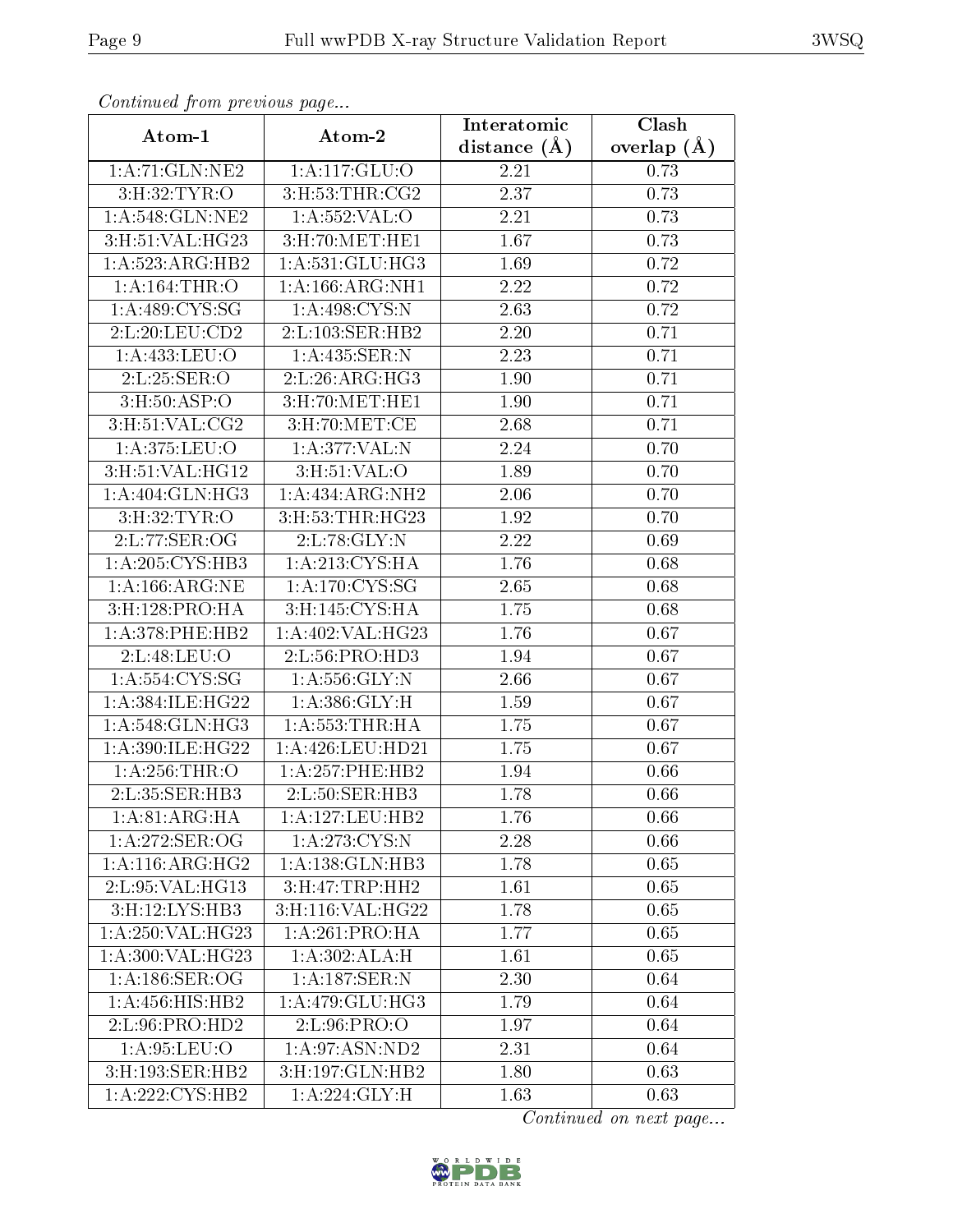*Continued from previous page...*

| Atom-1 | Atom-2 | Interatomic distance (Å) | Clash overlap (Å) |
|---|---|---|---|
| 1:A:71:GLN:NE2 | 1:A:117:GLU:O | 2.21 | 0.73 |
| 3:H:32:TYR:O | 3:H:53:THR:CG2 | 2.37 | 0.73 |
| 1:A:548:GLN:NE2 | 1:A:552:VAL:O | 2.21 | 0.73 |
| 3:H:51:VAL:HG23 | 3:H:70:MET:HE1 | 1.67 | 0.73 |
| 1:A:523:ARG:HB2 | 1:A:531:GLU:HG3 | 1.69 | 0.72 |
| 1:A:164:THR:O | 1:A:166:ARG:NH1 | 2.22 | 0.72 |
| 1:A:489:CYS:SG | 1:A:498:CYS:N | 2.63 | 0.72 |
| 2:L:20:LEU:CD2 | 2:L:103:SER:HB2 | 2.20 | 0.71 |
| 1:A:433:LEU:O | 1:A:435:SER:N | 2.23 | 0.71 |
| 2:L:25:SER:O | 2:L:26:ARG:HG3 | 1.90 | 0.71 |
| 3:H:50:ASP:O | 3:H:70:MET:HE1 | 1.90 | 0.71 |
| 3:H:51:VAL:CG2 | 3:H:70:MET:CE | 2.68 | 0.71 |
| 1:A:375:LEU:O | 1:A:377:VAL:N | 2.24 | 0.70 |
| 3:H:51:VAL:HG12 | 3:H:51:VAL:O | 1.89 | 0.70 |
| 1:A:404:GLN:HG3 | 1:A:434:ARG:NH2 | 2.06 | 0.70 |
| 3:H:32:TYR:O | 3:H:53:THR:HG23 | 1.92 | 0.70 |
| 2:L:77:SER:OG | 2:L:78:GLY:N | 2.22 | 0.69 |
| 1:A:205:CYS:HB3 | 1:A:213:CYS:HA | 1.76 | 0.68 |
| 1:A:166:ARG:NE | 1:A:170:CYS:SG | 2.65 | 0.68 |
| 3:H:128:PRO:HA | 3:H:145:CYS:HA | 1.75 | 0.68 |
| 1:A:378:PHE:HB2 | 1:A:402:VAL:HG23 | 1.76 | 0.67 |
| 2:L:48:LEU:O | 2:L:56:PRO:HD3 | 1.94 | 0.67 |
| 1:A:554:CYS:SG | 1:A:556:GLY:N | 2.66 | 0.67 |
| 1:A:384:ILE:HG22 | 1:A:386:GLY:H | 1.59 | 0.67 |
| 1:A:548:GLN:HG3 | 1:A:553:THR:HA | 1.75 | 0.67 |
| 1:A:390:ILE:HG22 | 1:A:426:LEU:HD21 | 1.75 | 0.67 |
| 1:A:256:THR:O | 1:A:257:PHE:HB2 | 1.94 | 0.66 |
| 2:L:35:SER:HB3 | 2:L:50:SER:HB3 | 1.78 | 0.66 |
| 1:A:81:ARG:HA | 1:A:127:LEU:HB2 | 1.76 | 0.66 |
| 1:A:272:SER:OG | 1:A:273:CYS:N | 2.28 | 0.66 |
| 1:A:116:ARG:HG2 | 1:A:138:GLN:HB3 | 1.78 | 0.65 |
| 2:L:95:VAL:HG13 | 3:H:47:TRP:HH2 | 1.61 | 0.65 |
| 3:H:12:LYS:HB3 | 3:H:116:VAL:HG22 | 1.78 | 0.65 |
| 1:A:250:VAL:HG23 | 1:A:261:PRO:HA | 1.77 | 0.65 |
| 1:A:300:VAL:HG23 | 1:A:302:ALA:H | 1.61 | 0.65 |
| 1:A:186:SER:OG | 1:A:187:SER:N | 2.30 | 0.64 |
| 1:A:456:HIS:HB2 | 1:A:479:GLU:HG3 | 1.79 | 0.64 |
| 2:L:96:PRO:HD2 | 2:L:96:PRO:O | 1.97 | 0.64 |
| 1:A:95:LEU:O | 1:A:97:ASN:ND2 | 2.31 | 0.64 |
| 3:H:193:SER:HB2 | 3:H:197:GLN:HB2 | 1.80 | 0.63 |
| 1:A:222:CYS:HB2 | 1:A:224:GLY:H | 1.63 | 0.63 |

*Continued on next page...*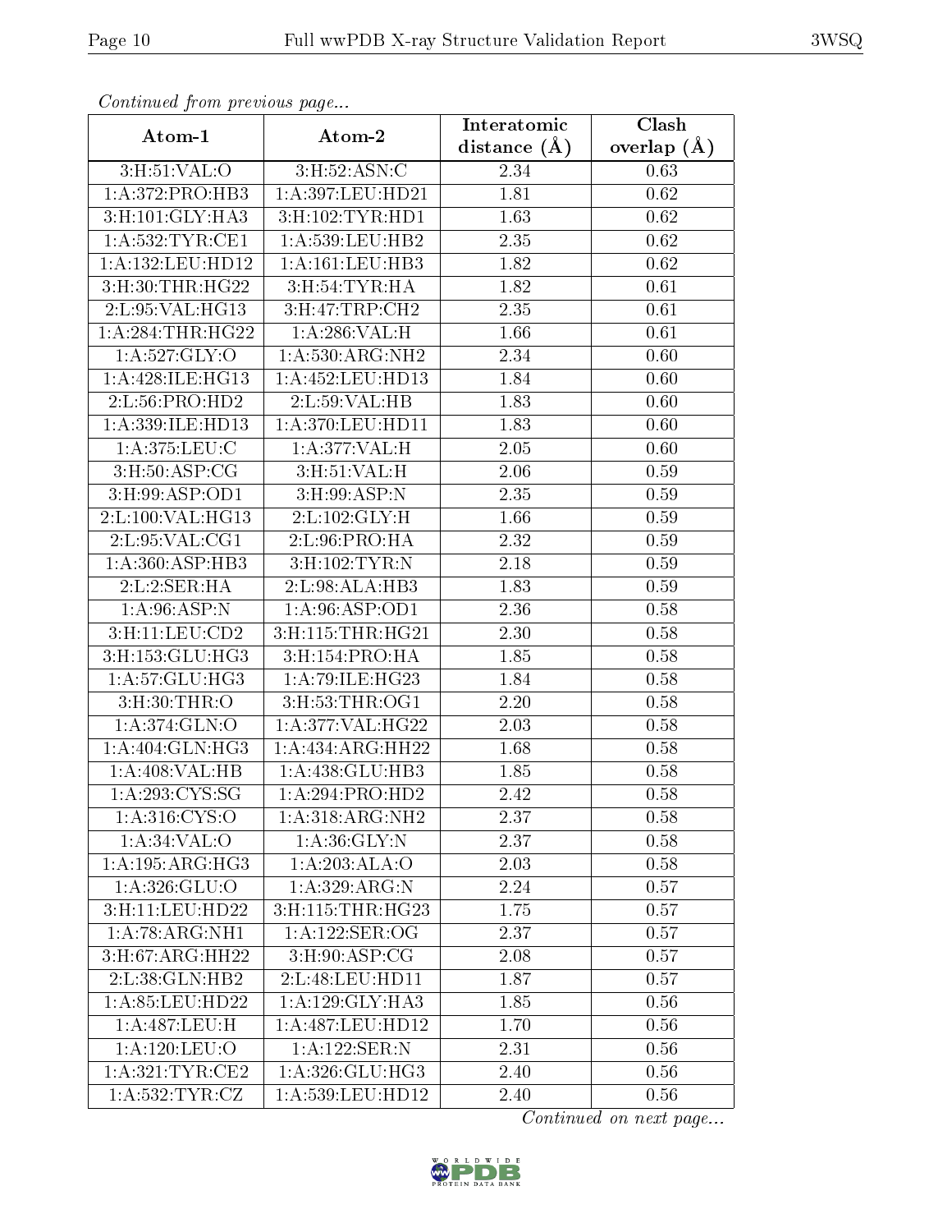*Continued from previous page...*

| Atom-1 | Atom-2 | Interatomic distance (Å) | Clash overlap (Å) |
| --- | --- | --- | --- |
| 3:H:51:VAL:O | 3:H:52:ASN:C | 2.34 | 0.63 |
| 1:A:372:PRO:HB3 | 1:A:397:LEU:HD21 | 1.81 | 0.62 |
| 3:H:101:GLY:HA3 | 3:H:102:TYR:HD1 | 1.63 | 0.62 |
| 1:A:532:TYR:CE1 | 1:A:539:LEU:HB2 | 2.35 | 0.62 |
| 1:A:132:LEU:HD12 | 1:A:161:LEU:HB3 | 1.82 | 0.62 |
| 3:H:30:THR:HG22 | 3:H:54:TYR:HA | 1.82 | 0.61 |
| 2:L:95:VAL:HG13 | 3:H:47:TRP:CH2 | 2.35 | 0.61 |
| 1:A:284:THR:HG22 | 1:A:286:VAL:H | 1.66 | 0.61 |
| 1:A:527:GLY:O | 1:A:530:ARG:NH2 | 2.34 | 0.60 |
| 1:A:428:ILE:HG13 | 1:A:452:LEU:HD13 | 1.84 | 0.60 |
| 2:L:56:PRO:HD2 | 2:L:59:VAL:HB | 1.83 | 0.60 |
| 1:A:339:ILE:HD13 | 1:A:370:LEU:HD11 | 1.83 | 0.60 |
| 1:A:375:LEU:C | 1:A:377:VAL:H | 2.05 | 0.60 |
| 3:H:50:ASP:CG | 3:H:51:VAL:H | 2.06 | 0.59 |
| 3:H:99:ASP:OD1 | 3:H:99:ASP:N | 2.35 | 0.59 |
| 2:L:100:VAL:HG13 | 2:L:102:GLY:H | 1.66 | 0.59 |
| 2:L:95:VAL:CG1 | 2:L:96:PRO:HA | 2.32 | 0.59 |
| 1:A:360:ASP:HB3 | 3:H:102:TYR:N | 2.18 | 0.59 |
| 2:L:2:SER:HA | 2:L:98:ALA:HB3 | 1.83 | 0.59 |
| 1:A:96:ASP:N | 1:A:96:ASP:OD1 | 2.36 | 0.58 |
| 3:H:11:LEU:CD2 | 3:H:115:THR:HG21 | 2.30 | 0.58 |
| 3:H:153:GLU:HG3 | 3:H:154:PRO:HA | 1.85 | 0.58 |
| 1:A:57:GLU:HG3 | 1:A:79:ILE:HG23 | 1.84 | 0.58 |
| 3:H:30:THR:O | 3:H:53:THR:OG1 | 2.20 | 0.58 |
| 1:A:374:GLN:O | 1:A:377:VAL:HG22 | 2.03 | 0.58 |
| 1:A:404:GLN:HG3 | 1:A:434:ARG:HH22 | 1.68 | 0.58 |
| 1:A:408:VAL:HB | 1:A:438:GLU:HB3 | 1.85 | 0.58 |
| 1:A:293:CYS:SG | 1:A:294:PRO:HD2 | 2.42 | 0.58 |
| 1:A:316:CYS:O | 1:A:318:ARG:NH2 | 2.37 | 0.58 |
| 1:A:34:VAL:O | 1:A:36:GLY:N | 2.37 | 0.58 |
| 1:A:195:ARG:HG3 | 1:A:203:ALA:O | 2.03 | 0.58 |
| 1:A:326:GLU:O | 1:A:329:ARG:N | 2.24 | 0.57 |
| 3:H:11:LEU:HD22 | 3:H:115:THR:HG23 | 1.75 | 0.57 |
| 1:A:78:ARG:NH1 | 1:A:122:SER:OG | 2.37 | 0.57 |
| 3:H:67:ARG:HH22 | 3:H:90:ASP:CG | 2.08 | 0.57 |
| 2:L:38:GLN:HB2 | 2:L:48:LEU:HD11 | 1.87 | 0.57 |
| 1:A:85:LEU:HD22 | 1:A:129:GLY:HA3 | 1.85 | 0.56 |
| 1:A:487:LEU:H | 1:A:487:LEU:HD12 | 1.70 | 0.56 |
| 1:A:120:LEU:O | 1:A:122:SER:N | 2.31 | 0.56 |
| 1:A:321:TYR:CE2 | 1:A:326:GLU:HG3 | 2.40 | 0.56 |
| 1:A:532:TYR:CZ | 1:A:539:LEU:HD12 | 2.40 | 0.56 |

*Continued on next page...*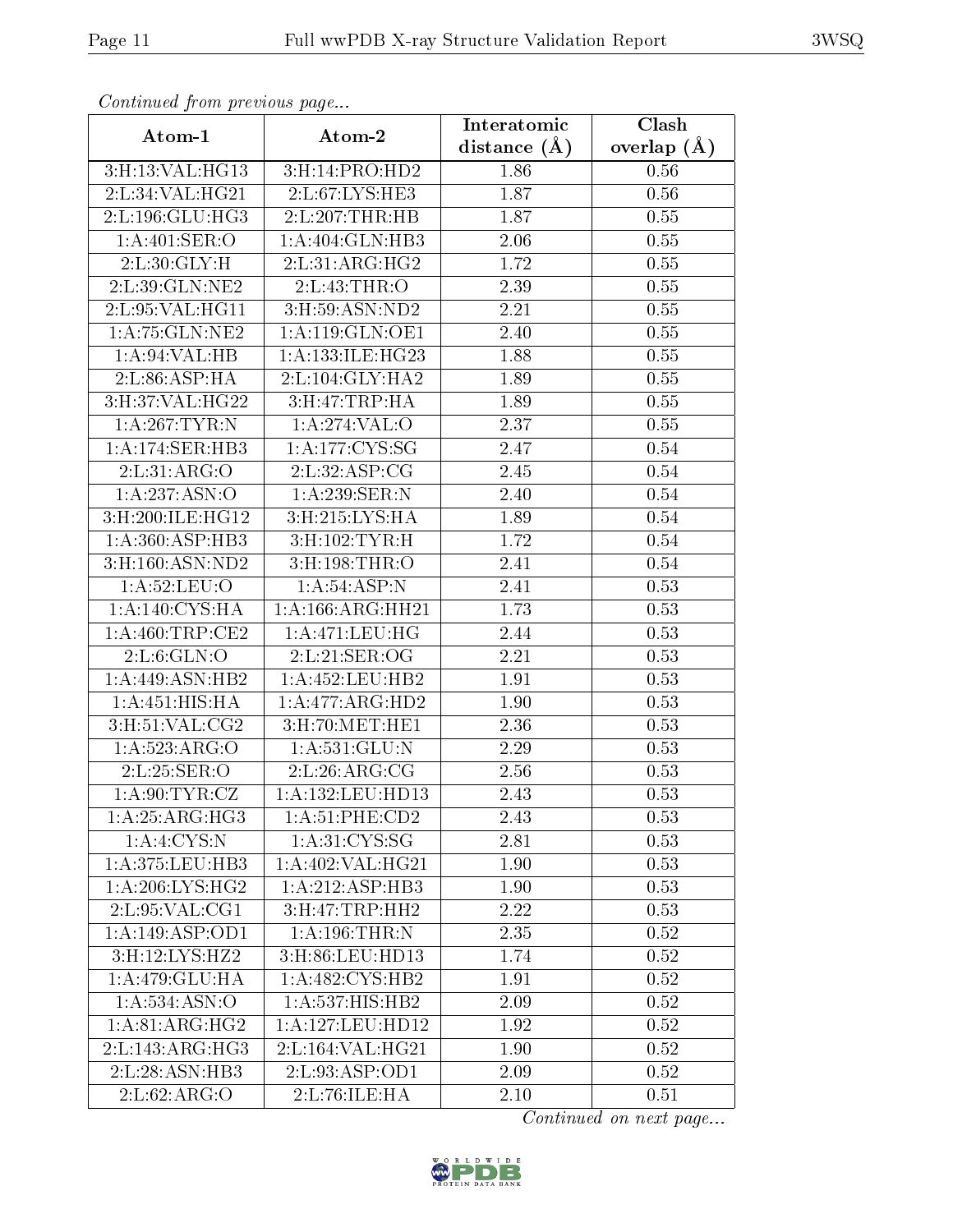*Continued from previous page...*

| Atom-1 | Atom-2 | Interatomic distance (Å) | Clash overlap (Å) |
|---|---|---|---|
| 3:H:13:VAL:HG13 | 3:H:14:PRO:HD2 | 1.86 | 0.56 |
| 2:L:34:VAL:HG21 | 2:L:67:LYS:HE3 | 1.87 | 0.56 |
| 2:L:196:GLU:HG3 | 2:L:207:THR:HB | 1.87 | 0.55 |
| 1:A:401:SER:O | 1:A:404:GLN:HB3 | 2.06 | 0.55 |
| 2:L:30:GLY:H | 2:L:31:ARG:HG2 | 1.72 | 0.55 |
| 2:L:39:GLN:NE2 | 2:L:43:THR:O | 2.39 | 0.55 |
| 2:L:95:VAL:HG11 | 3:H:59:ASN:ND2 | 2.21 | 0.55 |
| 1:A:75:GLN:NE2 | 1:A:119:GLN:OE1 | 2.40 | 0.55 |
| 1:A:94:VAL:HB | 1:A:133:ILE:HG23 | 1.88 | 0.55 |
| 2:L:86:ASP:HA | 2:L:104:GLY:HA2 | 1.89 | 0.55 |
| 3:H:37:VAL:HG22 | 3:H:47:TRP:HA | 1.89 | 0.55 |
| 1:A:267:TYR:N | 1:A:274:VAL:O | 2.37 | 0.55 |
| 1:A:174:SER:HB3 | 1:A:177:CYS:SG | 2.47 | 0.54 |
| 2:L:31:ARG:O | 2:L:32:ASP:CG | 2.45 | 0.54 |
| 1:A:237:ASN:O | 1:A:239:SER:N | 2.40 | 0.54 |
| 3:H:200:ILE:HG12 | 3:H:215:LYS:HA | 1.89 | 0.54 |
| 1:A:360:ASP:HB3 | 3:H:102:TYR:H | 1.72 | 0.54 |
| 3:H:160:ASN:ND2 | 3:H:198:THR:O | 2.41 | 0.54 |
| 1:A:52:LEU:O | 1:A:54:ASP:N | 2.41 | 0.53 |
| 1:A:140:CYS:HA | 1:A:166:ARG:HH21 | 1.73 | 0.53 |
| 1:A:460:TRP:CE2 | 1:A:471:LEU:HG | 2.44 | 0.53 |
| 2:L:6:GLN:O | 2:L:21:SER:OG | 2.21 | 0.53 |
| 1:A:449:ASN:HB2 | 1:A:452:LEU:HB2 | 1.91 | 0.53 |
| 1:A:451:HIS:HA | 1:A:477:ARG:HD2 | 1.90 | 0.53 |
| 3:H:51:VAL:CG2 | 3:H:70:MET:HE1 | 2.36 | 0.53 |
| 1:A:523:ARG:O | 1:A:531:GLU:N | 2.29 | 0.53 |
| 2:L:25:SER:O | 2:L:26:ARG:CG | 2.56 | 0.53 |
| 1:A:90:TYR:CZ | 1:A:132:LEU:HD13 | 2.43 | 0.53 |
| 1:A:25:ARG:HG3 | 1:A:51:PHE:CD2 | 2.43 | 0.53 |
| 1:A:4:CYS:N | 1:A:31:CYS:SG | 2.81 | 0.53 |
| 1:A:375:LEU:HB3 | 1:A:402:VAL:HG21 | 1.90 | 0.53 |
| 1:A:206:LYS:HG2 | 1:A:212:ASP:HB3 | 1.90 | 0.53 |
| 2:L:95:VAL:CG1 | 3:H:47:TRP:HH2 | 2.22 | 0.53 |
| 1:A:149:ASP:OD1 | 1:A:196:THR:N | 2.35 | 0.52 |
| 3:H:12:LYS:HZ2 | 3:H:86:LEU:HD13 | 1.74 | 0.52 |
| 1:A:479:GLU:HA | 1:A:482:CYS:HB2 | 1.91 | 0.52 |
| 1:A:534:ASN:O | 1:A:537:HIS:HB2 | 2.09 | 0.52 |
| 1:A:81:ARG:HG2 | 1:A:127:LEU:HD12 | 1.92 | 0.52 |
| 2:L:143:ARG:HG3 | 2:L:164:VAL:HG21 | 1.90 | 0.52 |
| 2:L:28:ASN:HB3 | 2:L:93:ASP:OD1 | 2.09 | 0.52 |
| 2:L:62:ARG:O | 2:L:76:ILE:HA | 2.10 | 0.51 |

*Continued on next page...*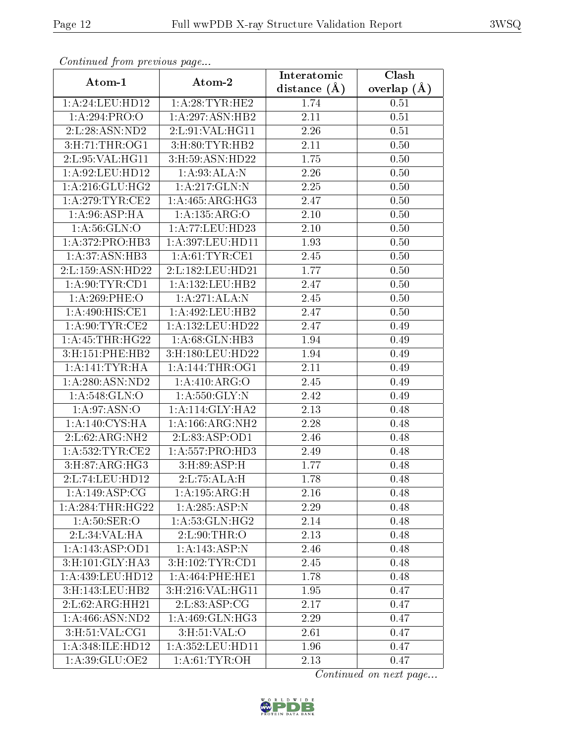*Continued from previous page...*

| Atom-1 | Atom-2 | Interatomic distance (Å) | Clash overlap (Å) |
|---|---|---|---|
| 1:A:24:LEU:HD12 | 1:A:28:TYR:HE2 | 1.74 | 0.51 |
| 1:A:294:PRO:O | 1:A:297:ASN:HB2 | 2.11 | 0.51 |
| 2:L:28:ASN:ND2 | 2:L:91:VAL:HG11 | 2.26 | 0.51 |
| 3:H:71:THR:OG1 | 3:H:80:TYR:HB2 | 2.11 | 0.50 |
| 2:L:95:VAL:HG11 | 3:H:59:ASN:HD22 | 1.75 | 0.50 |
| 1:A:92:LEU:HD12 | 1:A:93:ALA:N | 2.26 | 0.50 |
| 1:A:216:GLU:HG2 | 1:A:217:GLN:N | 2.25 | 0.50 |
| 1:A:279:TYR:CE2 | 1:A:465:ARG:HG3 | 2.47 | 0.50 |
| 1:A:96:ASP:HA | 1:A:135:ARG:O | 2.10 | 0.50 |
| 1:A:56:GLN:O | 1:A:77:LEU:HD23 | 2.10 | 0.50 |
| 1:A:372:PRO:HB3 | 1:A:397:LEU:HD11 | 1.93 | 0.50 |
| 1:A:37:ASN:HB3 | 1:A:61:TYR:CE1 | 2.45 | 0.50 |
| 2:L:159:ASN:HD22 | 2:L:182:LEU:HD21 | 1.77 | 0.50 |
| 1:A:90:TYR:CD1 | 1:A:132:LEU:HB2 | 2.47 | 0.50 |
| 1:A:269:PHE:O | 1:A:271:ALA:N | 2.45 | 0.50 |
| 1:A:490:HIS:CE1 | 1:A:492:LEU:HB2 | 2.47 | 0.50 |
| 1:A:90:TYR:CE2 | 1:A:132:LEU:HD22 | 2.47 | 0.49 |
| 1:A:45:THR:HG22 | 1:A:68:GLN:HB3 | 1.94 | 0.49 |
| 3:H:151:PHE:HB2 | 3:H:180:LEU:HD22 | 1.94 | 0.49 |
| 1:A:141:TYR:HA | 1:A:144:THR:OG1 | 2.11 | 0.49 |
| 1:A:280:ASN:ND2 | 1:A:410:ARG:O | 2.45 | 0.49 |
| 1:A:548:GLN:O | 1:A:550:GLY:N | 2.42 | 0.49 |
| 1:A:97:ASN:O | 1:A:114:GLY:HA2 | 2.13 | 0.48 |
| 1:A:140:CYS:HA | 1:A:166:ARG:NH2 | 2.28 | 0.48 |
| 2:L:62:ARG:NH2 | 2:L:83:ASP:OD1 | 2.46 | 0.48 |
| 1:A:532:TYR:CE2 | 1:A:557:PRO:HD3 | 2.49 | 0.48 |
| 3:H:87:ARG:HG3 | 3:H:89:ASP:H | 1.77 | 0.48 |
| 2:L:74:LEU:HD12 | 2:L:75:ALA:H | 1.78 | 0.48 |
| 1:A:149:ASP:CG | 1:A:195:ARG:H | 2.16 | 0.48 |
| 1:A:284:THR:HG22 | 1:A:285:ASP:N | 2.29 | 0.48 |
| 1:A:50:SER:O | 1:A:53:GLN:HG2 | 2.14 | 0.48 |
| 2:L:34:VAL:HA | 2:L:90:THR:O | 2.13 | 0.48 |
| 1:A:143:ASP:OD1 | 1:A:143:ASP:N | 2.46 | 0.48 |
| 3:H:101:GLY:HA3 | 3:H:102:TYR:CD1 | 2.45 | 0.48 |
| 1:A:439:LEU:HD12 | 1:A:464:PHE:HE1 | 1.78 | 0.48 |
| 3:H:143:LEU:HB2 | 3:H:216:VAL:HG11 | 1.95 | 0.47 |
| 2:L:62:ARG:HH21 | 2:L:83:ASP:CG | 2.17 | 0.47 |
| 1:A:466:ASN:ND2 | 1:A:469:GLN:HG3 | 2.29 | 0.47 |
| 3:H:51:VAL:CG1 | 3:H:51:VAL:O | 2.61 | 0.47 |
| 1:A:348:ILE:HD12 | 1:A:352:LEU:HD11 | 1.96 | 0.47 |
| 1:A:39:GLU:OE2 | 1:A:61:TYR:OH | 2.13 | 0.47 |

*Continued on next page...*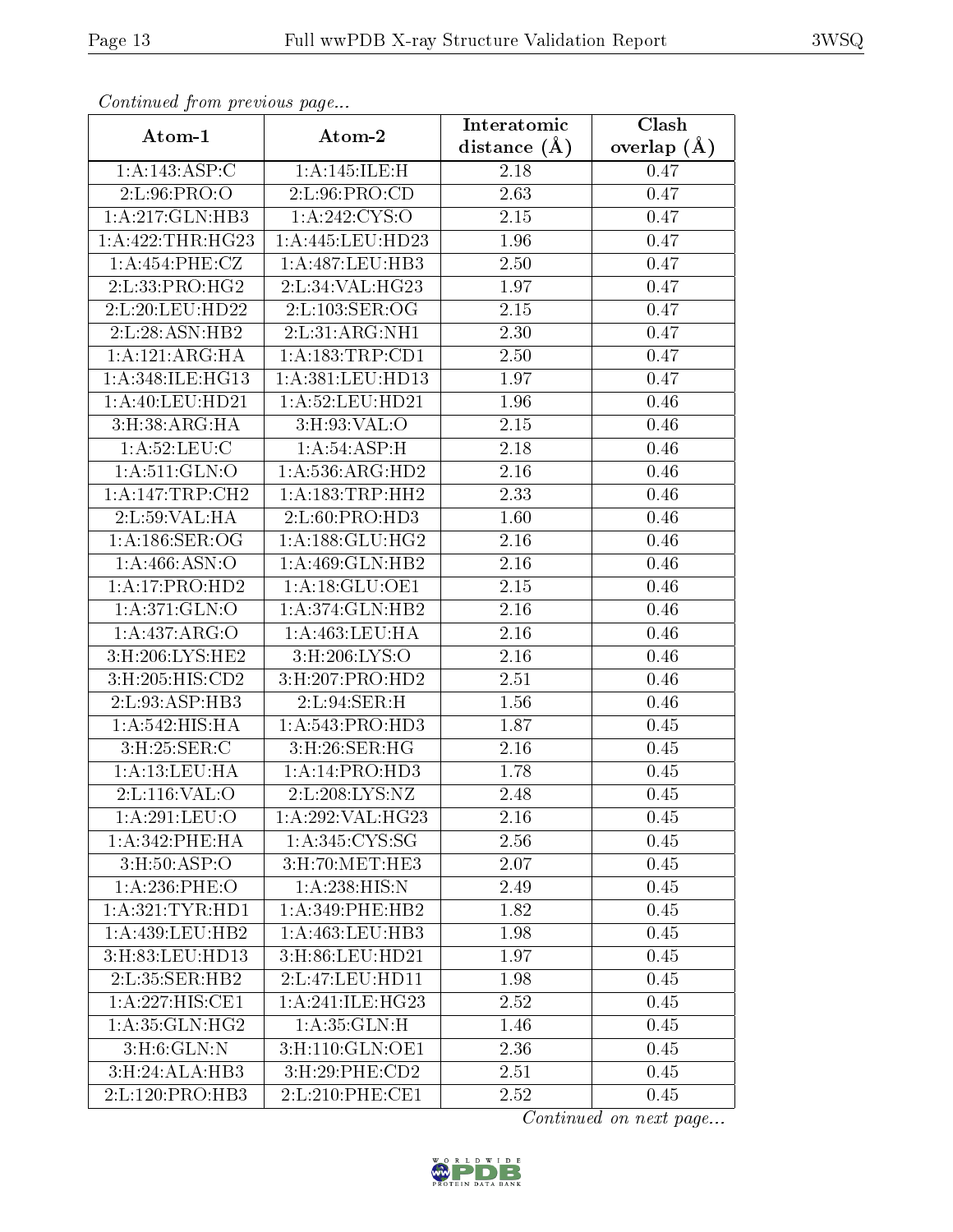*Continued from previous page...*

| Atom-1 | Atom-2 | Interatomic distance (Å) | Clash overlap (Å) |
| --- | --- | --- | --- |
| 1:A:143:ASP:C | 1:A:145:ILE:H | 2.18 | 0.47 |
| 2:L:96:PRO:O | 2:L:96:PRO:CD | 2.63 | 0.47 |
| 1:A:217:GLN:HB3 | 1:A:242:CYS:O | 2.15 | 0.47 |
| 1:A:422:THR:HG23 | 1:A:445:LEU:HD23 | 1.96 | 0.47 |
| 1:A:454:PHE:CZ | 1:A:487:LEU:HB3 | 2.50 | 0.47 |
| 2:L:33:PRO:HG2 | 2:L:34:VAL:HG23 | 1.97 | 0.47 |
| 2:L:20:LEU:HD22 | 2:L:103:SER:OG | 2.15 | 0.47 |
| 2:L:28:ASN:HB2 | 2:L:31:ARG:NH1 | 2.30 | 0.47 |
| 1:A:121:ARG:HA | 1:A:183:TRP:CD1 | 2.50 | 0.47 |
| 1:A:348:ILE:HG13 | 1:A:381:LEU:HD13 | 1.97 | 0.47 |
| 1:A:40:LEU:HD21 | 1:A:52:LEU:HD21 | 1.96 | 0.46 |
| 3:H:38:ARG:HA | 3:H:93:VAL:O | 2.15 | 0.46 |
| 1:A:52:LEU:C | 1:A:54:ASP:H | 2.18 | 0.46 |
| 1:A:511:GLN:O | 1:A:536:ARG:HD2 | 2.16 | 0.46 |
| 1:A:147:TRP:CH2 | 1:A:183:TRP:HH2 | 2.33 | 0.46 |
| 2:L:59:VAL:HA | 2:L:60:PRO:HD3 | 1.60 | 0.46 |
| 1:A:186:SER:OG | 1:A:188:GLU:HG2 | 2.16 | 0.46 |
| 1:A:466:ASN:O | 1:A:469:GLN:HB2 | 2.16 | 0.46 |
| 1:A:17:PRO:HD2 | 1:A:18:GLU:OE1 | 2.15 | 0.46 |
| 1:A:371:GLN:O | 1:A:374:GLN:HB2 | 2.16 | 0.46 |
| 1:A:437:ARG:O | 1:A:463:LEU:HA | 2.16 | 0.46 |
| 3:H:206:LYS:HE2 | 3:H:206:LYS:O | 2.16 | 0.46 |
| 3:H:205:HIS:CD2 | 3:H:207:PRO:HD2 | 2.51 | 0.46 |
| 2:L:93:ASP:HB3 | 2:L:94:SER:H | 1.56 | 0.46 |
| 1:A:542:HIS:HA | 1:A:543:PRO:HD3 | 1.87 | 0.45 |
| 3:H:25:SER:C | 3:H:26:SER:HG | 2.16 | 0.45 |
| 1:A:13:LEU:HA | 1:A:14:PRO:HD3 | 1.78 | 0.45 |
| 2:L:116:VAL:O | 2:L:208:LYS:NZ | 2.48 | 0.45 |
| 1:A:291:LEU:O | 1:A:292:VAL:HG23 | 2.16 | 0.45 |
| 1:A:342:PHE:HA | 1:A:345:CYS:SG | 2.56 | 0.45 |
| 3:H:50:ASP:O | 3:H:70:MET:HE3 | 2.07 | 0.45 |
| 1:A:236:PHE:O | 1:A:238:HIS:N | 2.49 | 0.45 |
| 1:A:321:TYR:HD1 | 1:A:349:PHE:HB2 | 1.82 | 0.45 |
| 1:A:439:LEU:HB2 | 1:A:463:LEU:HB3 | 1.98 | 0.45 |
| 3:H:83:LEU:HD13 | 3:H:86:LEU:HD21 | 1.97 | 0.45 |
| 2:L:35:SER:HB2 | 2:L:47:LEU:HD11 | 1.98 | 0.45 |
| 1:A:227:HIS:CE1 | 1:A:241:ILE:HG23 | 2.52 | 0.45 |
| 1:A:35:GLN:HG2 | 1:A:35:GLN:H | 1.46 | 0.45 |
| 3:H:6:GLN:N | 3:H:110:GLN:OE1 | 2.36 | 0.45 |
| 3:H:24:ALA:HB3 | 3:H:29:PHE:CD2 | 2.51 | 0.45 |
| 2:L:120:PRO:HB3 | 2:L:210:PHE:CE1 | 2.52 | 0.45 |

*Continued on next page...*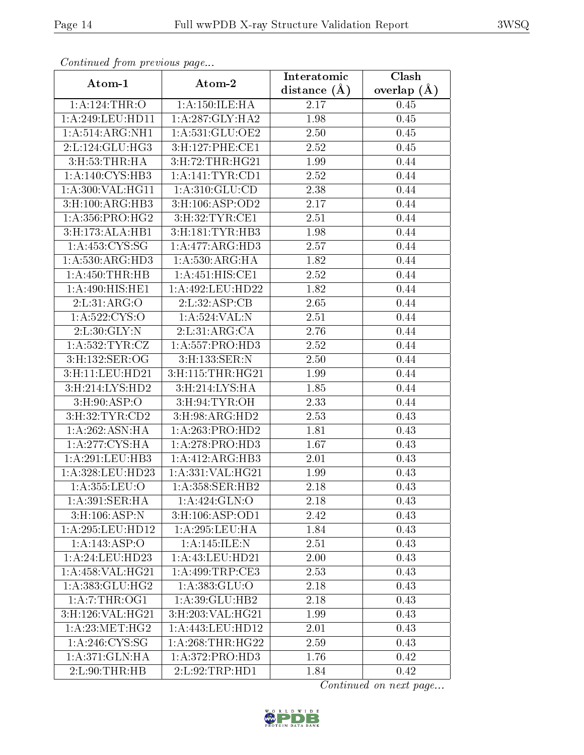*Continued from previous page...*

| Atom-1 | Atom-2 | Interatomic distance (Å) | Clash overlap (Å) |
|---|---|---|---|
| 1:A:124:THR:O | 1:A:150:ILE:HA | 2.17 | 0.45 |
| 1:A:249:LEU:HD11 | 1:A:287:GLY:HA2 | 1.98 | 0.45 |
| 1:A:514:ARG:NH1 | 1:A:531:GLU:OE2 | 2.50 | 0.45 |
| 2:L:124:GLU:HG3 | 3:H:127:PHE:CE1 | 2.52 | 0.45 |
| 3:H:53:THR:HA | 3:H:72:THR:HG21 | 1.99 | 0.44 |
| 1:A:140:CYS:HB3 | 1:A:141:TYR:CD1 | 2.52 | 0.44 |
| 1:A:300:VAL:HG11 | 1:A:310:GLU:CD | 2.38 | 0.44 |
| 3:H:100:ARG:HB3 | 3:H:106:ASP:OD2 | 2.17 | 0.44 |
| 1:A:356:PRO:HG2 | 3:H:32:TYR:CE1 | 2.51 | 0.44 |
| 3:H:173:ALA:HB1 | 3:H:181:TYR:HB3 | 1.98 | 0.44 |
| 1:A:453:CYS:SG | 1:A:477:ARG:HD3 | 2.57 | 0.44 |
| 1:A:530:ARG:HD3 | 1:A:530:ARG:HA | 1.82 | 0.44 |
| 1:A:450:THR:HB | 1:A:451:HIS:CE1 | 2.52 | 0.44 |
| 1:A:490:HIS:HE1 | 1:A:492:LEU:HD22 | 1.82 | 0.44 |
| 2:L:31:ARG:O | 2:L:32:ASP:CB | 2.65 | 0.44 |
| 1:A:522:CYS:O | 1:A:524:VAL:N | 2.51 | 0.44 |
| 2:L:30:GLY:N | 2:L:31:ARG:CA | 2.76 | 0.44 |
| 1:A:532:TYR:CZ | 1:A:557:PRO:HD3 | 2.52 | 0.44 |
| 3:H:132:SER:OG | 3:H:133:SER:N | 2.50 | 0.44 |
| 3:H:11:LEU:HD21 | 3:H:115:THR:HG21 | 1.99 | 0.44 |
| 3:H:214:LYS:HD2 | 3:H:214:LYS:HA | 1.85 | 0.44 |
| 3:H:90:ASP:O | 3:H:94:TYR:OH | 2.33 | 0.44 |
| 3:H:32:TYR:CD2 | 3:H:98:ARG:HD2 | 2.53 | 0.43 |
| 1:A:262:ASN:HA | 1:A:263:PRO:HD2 | 1.81 | 0.43 |
| 1:A:277:CYS:HA | 1:A:278:PRO:HD3 | 1.67 | 0.43 |
| 1:A:291:LEU:HB3 | 1:A:412:ARG:HB3 | 2.01 | 0.43 |
| 1:A:328:LEU:HD23 | 1:A:331:VAL:HG21 | 1.99 | 0.43 |
| 1:A:355:LEU:O | 1:A:358:SER:HB2 | 2.18 | 0.43 |
| 1:A:391:SER:HA | 1:A:424:GLN:O | 2.18 | 0.43 |
| 3:H:106:ASP:N | 3:H:106:ASP:OD1 | 2.42 | 0.43 |
| 1:A:295:LEU:HD12 | 1:A:295:LEU:HA | 1.84 | 0.43 |
| 1:A:143:ASP:O | 1:A:145:ILE:N | 2.51 | 0.43 |
| 1:A:24:LEU:HD23 | 1:A:43:LEU:HD21 | 2.00 | 0.43 |
| 1:A:458:VAL:HG21 | 1:A:499:TRP:CE3 | 2.53 | 0.43 |
| 1:A:383:GLU:HG2 | 1:A:383:GLU:O | 2.18 | 0.43 |
| 1:A:7:THR:OG1 | 1:A:39:GLU:HB2 | 2.18 | 0.43 |
| 3:H:126:VAL:HG21 | 3:H:203:VAL:HG21 | 1.99 | 0.43 |
| 1:A:23:MET:HG2 | 1:A:443:LEU:HD12 | 2.01 | 0.43 |
| 1:A:246:CYS:SG | 1:A:268:THR:HG22 | 2.59 | 0.43 |
| 1:A:371:GLN:HA | 1:A:372:PRO:HD3 | 1.76 | 0.42 |
| 2:L:90:THR:HB | 2:L:92:TRP:HD1 | 1.84 | 0.42 |

*Continued on next page...*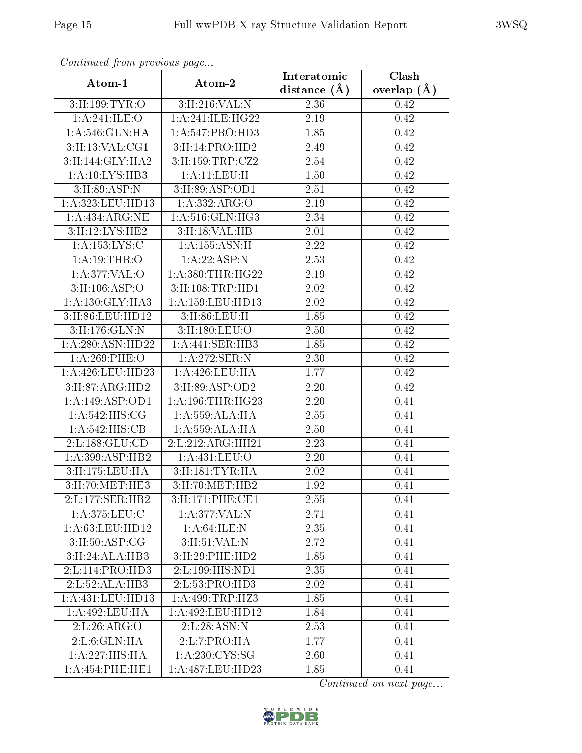*Continued from previous page...*

| Atom-1 | Atom-2 | Interatomic distance (Å) | Clash overlap (Å) |
| --- | --- | --- | --- |
| 3:H:199:TYR:O | 3:H:216:VAL:N | 2.36 | 0.42 |
| 1:A:241:ILE:O | 1:A:241:ILE:HG22 | 2.19 | 0.42 |
| 1:A:546:GLN:HA | 1:A:547:PRO:HD3 | 1.85 | 0.42 |
| 3:H:13:VAL:CG1 | 3:H:14:PRO:HD2 | 2.49 | 0.42 |
| 3:H:144:GLY:HA2 | 3:H:159:TRP:CZ2 | 2.54 | 0.42 |
| 1:A:10:LYS:HB3 | 1:A:11:LEU:H | 1.50 | 0.42 |
| 3:H:89:ASP:N | 3:H:89:ASP:OD1 | 2.51 | 0.42 |
| 1:A:323:LEU:HD13 | 1:A:332:ARG:O | 2.19 | 0.42 |
| 1:A:434:ARG:NE | 1:A:516:GLN:HG3 | 2.34 | 0.42 |
| 3:H:12:LYS:HE2 | 3:H:18:VAL:HB | 2.01 | 0.42 |
| 1:A:153:LYS:C | 1:A:155:ASN:H | 2.22 | 0.42 |
| 1:A:19:THR:O | 1:A:22:ASP:N | 2.53 | 0.42 |
| 1:A:377:VAL:O | 1:A:380:THR:HG22 | 2.19 | 0.42 |
| 3:H:106:ASP:O | 3:H:108:TRP:HD1 | 2.02 | 0.42 |
| 1:A:130:GLY:HA3 | 1:A:159:LEU:HD13 | 2.02 | 0.42 |
| 3:H:86:LEU:HD12 | 3:H:86:LEU:H | 1.85 | 0.42 |
| 3:H:176:GLN:N | 3:H:180:LEU:O | 2.50 | 0.42 |
| 1:A:280:ASN:HD22 | 1:A:441:SER:HB3 | 1.85 | 0.42 |
| 1:A:269:PHE:O | 1:A:272:SER:N | 2.30 | 0.42 |
| 1:A:426:LEU:HD23 | 1:A:426:LEU:HA | 1.77 | 0.42 |
| 3:H:87:ARG:HD2 | 3:H:89:ASP:OD2 | 2.20 | 0.42 |
| 1:A:149:ASP:OD1 | 1:A:196:THR:HG23 | 2.20 | 0.41 |
| 1:A:542:HIS:CG | 1:A:559:ALA:HA | 2.55 | 0.41 |
| 1:A:542:HIS:CB | 1:A:559:ALA:HA | 2.50 | 0.41 |
| 2:L:188:GLU:CD | 2:L:212:ARG:HH21 | 2.23 | 0.41 |
| 1:A:399:ASP:HB2 | 1:A:431:LEU:O | 2.20 | 0.41 |
| 3:H:175:LEU:HA | 3:H:181:TYR:HA | 2.02 | 0.41 |
| 3:H:70:MET:HE3 | 3:H:70:MET:HB2 | 1.92 | 0.41 |
| 2:L:177:SER:HB2 | 3:H:171:PHE:CE1 | 2.55 | 0.41 |
| 1:A:375:LEU:C | 1:A:377:VAL:N | 2.71 | 0.41 |
| 1:A:63:LEU:HD12 | 1:A:64:ILE:N | 2.35 | 0.41 |
| 3:H:50:ASP:CG | 3:H:51:VAL:N | 2.72 | 0.41 |
| 3:H:24:ALA:HB3 | 3:H:29:PHE:HD2 | 1.85 | 0.41 |
| 2:L:114:PRO:HD3 | 2:L:199:HIS:ND1 | 2.35 | 0.41 |
| 2:L:52:ALA:HB3 | 2:L:53:PRO:HD3 | 2.02 | 0.41 |
| 1:A:431:LEU:HD13 | 1:A:499:TRP:HZ3 | 1.85 | 0.41 |
| 1:A:492:LEU:HA | 1:A:492:LEU:HD12 | 1.84 | 0.41 |
| 2:L:26:ARG:O | 2:L:28:ASN:N | 2.53 | 0.41 |
| 2:L:6:GLN:HA | 2:L:7:PRO:HA | 1.77 | 0.41 |
| 1:A:227:HIS:HA | 1:A:230:CYS:SG | 2.60 | 0.41 |
| 1:A:454:PHE:HE1 | 1:A:487:LEU:HD23 | 1.85 | 0.41 |

*Continued on next page...*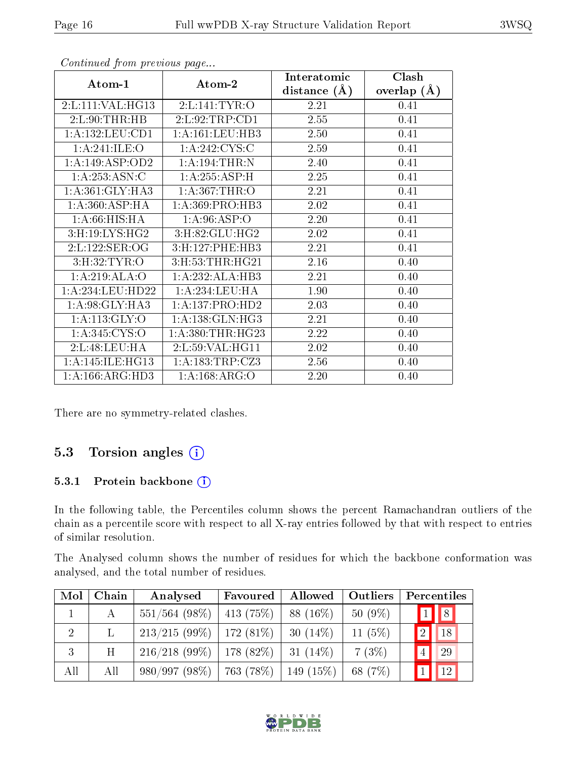*Continued from previous page...*

| Atom-1 | Atom-2 | Interatomic distance (Å) | Clash overlap (Å) |
|---|---|---|---|
| 2:L:111:VAL:HG13 | 2:L:141:TYR:O | 2.21 | 0.41 |
| 2:L:90:THR:HB | 2:L:92:TRP:CD1 | 2.55 | 0.41 |
| 1:A:132:LEU:CD1 | 1:A:161:LEU:HB3 | 2.50 | 0.41 |
| 1:A:241:ILE:O | 1:A:242:CYS:C | 2.59 | 0.41 |
| 1:A:149:ASP:OD2 | 1:A:194:THR:N | 2.40 | 0.41 |
| 1:A:253:ASN:C | 1:A:255:ASP:H | 2.25 | 0.41 |
| 1:A:361:GLY:HA3 | 1:A:367:THR:O | 2.21 | 0.41 |
| 1:A:360:ASP:HA | 1:A:369:PRO:HB3 | 2.02 | 0.41 |
| 1:A:66:HIS:HA | 1:A:96:ASP:O | 2.20 | 0.41 |
| 3:H:19:LYS:HG2 | 3:H:82:GLU:HG2 | 2.02 | 0.41 |
| 2:L:122:SER:OG | 3:H:127:PHE:HB3 | 2.21 | 0.41 |
| 3:H:32:TYR:O | 3:H:53:THR:HG21 | 2.16 | 0.40 |
| 1:A:219:ALA:O | 1:A:232:ALA:HB3 | 2.21 | 0.40 |
| 1:A:234:LEU:HD22 | 1:A:234:LEU:HA | 1.90 | 0.40 |
| 1:A:98:GLY:HA3 | 1:A:137:PRO:HD2 | 2.03 | 0.40 |
| 1:A:113:GLY:O | 1:A:138:GLN:HG3 | 2.21 | 0.40 |
| 1:A:345:CYS:O | 1:A:380:THR:HG23 | 2.22 | 0.40 |
| 2:L:48:LEU:HA | 2:L:59:VAL:HG11 | 2.02 | 0.40 |
| 1:A:145:ILE:HG13 | 1:A:183:TRP:CZ3 | 2.56 | 0.40 |
| 1:A:166:ARG:HD3 | 1:A:168:ARG:O | 2.20 | 0.40 |

There are no symmetry-related clashes.

## 5.3 Torsion angles

### 5.3.1 Protein backbone

In the following table, the Percentiles column shows the percent Ramachandran outliers of the chain as a percentile score with respect to all X-ray entries followed by that with respect to entries of similar resolution.

The Analysed column shows the number of residues for which the backbone conformation was analysed, and the total number of residues.

| Mol | Chain | Analysed | Favoured | Allowed | Outliers | Percentiles | |
|---|---|---|---|---|---|---|---|
| 1 | A | 551/564 (98%) | 413 (75%) | 88 (16%) | 50 (9%) | 1 | 8 |
| 2 | L | 213/215 (99%) | 172 (81%) | 30 (14%) | 11 (5%) | 2 | 18 |
| 3 | H | 216/218 (99%) | 178 (82%) | 31 (14%) | 7 (3%) | 4 | 29 |
| All | All | 980/997 (98%) | 763 (78%) | 149 (15%) | 68 (7%) | 1 | 12 |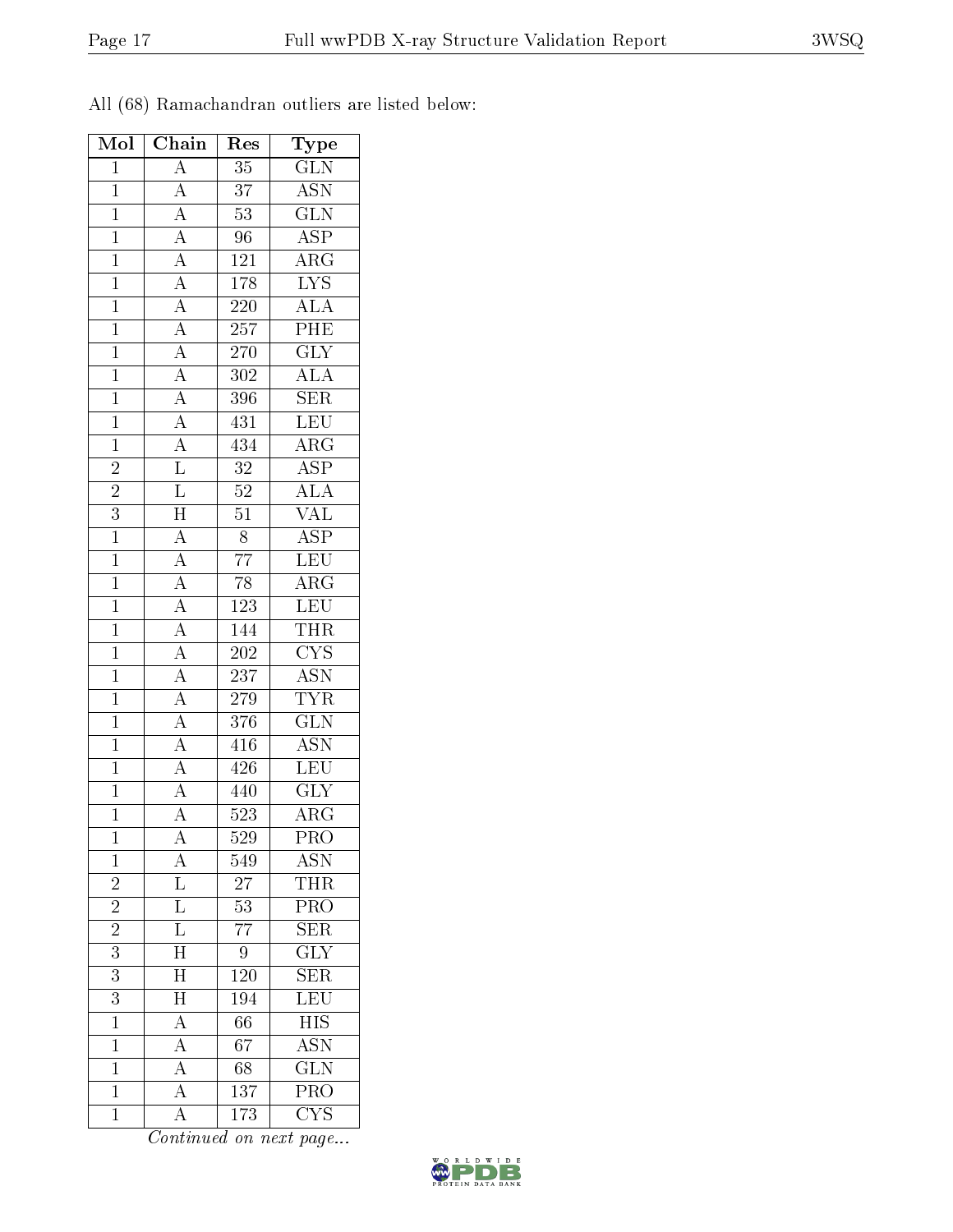All (68) Ramachandran outliers are listed below:

| Mol | Chain | Res | Type |
|---|---|---|---|
| 1 | A | 35 | GLN |
| 1 | A | 37 | ASN |
| 1 | A | 53 | GLN |
| 1 | A | 96 | ASP |
| 1 | A | 121 | ARG |
| 1 | A | 178 | LYS |
| 1 | A | 220 | ALA |
| 1 | A | 257 | PHE |
| 1 | A | 270 | GLY |
| 1 | A | 302 | ALA |
| 1 | A | 396 | SER |
| 1 | A | 431 | LEU |
| 1 | A | 434 | ARG |
| 2 | L | 32 | ASP |
| 2 | L | 52 | ALA |
| 3 | H | 51 | VAL |
| 1 | A | 8 | ASP |
| 1 | A | 77 | LEU |
| 1 | A | 78 | ARG |
| 1 | A | 123 | LEU |
| 1 | A | 144 | THR |
| 1 | A | 202 | CYS |
| 1 | A | 237 | ASN |
| 1 | A | 279 | TYR |
| 1 | A | 376 | GLN |
| 1 | A | 416 | ASN |
| 1 | A | 426 | LEU |
| 1 | A | 440 | GLY |
| 1 | A | 523 | ARG |
| 1 | A | 529 | PRO |
| 1 | A | 549 | ASN |
| 2 | L | 27 | THR |
| 2 | L | 53 | PRO |
| 2 | L | 77 | SER |
| 3 | H | 9 | GLY |
| 3 | H | 120 | SER |
| 3 | H | 194 | LEU |
| 1 | A | 66 | HIS |
| 1 | A | 67 | ASN |
| 1 | A | 68 | GLN |
| 1 | A | 137 | PRO |
| 1 | A | 173 | CYS |

*Continued on next page...*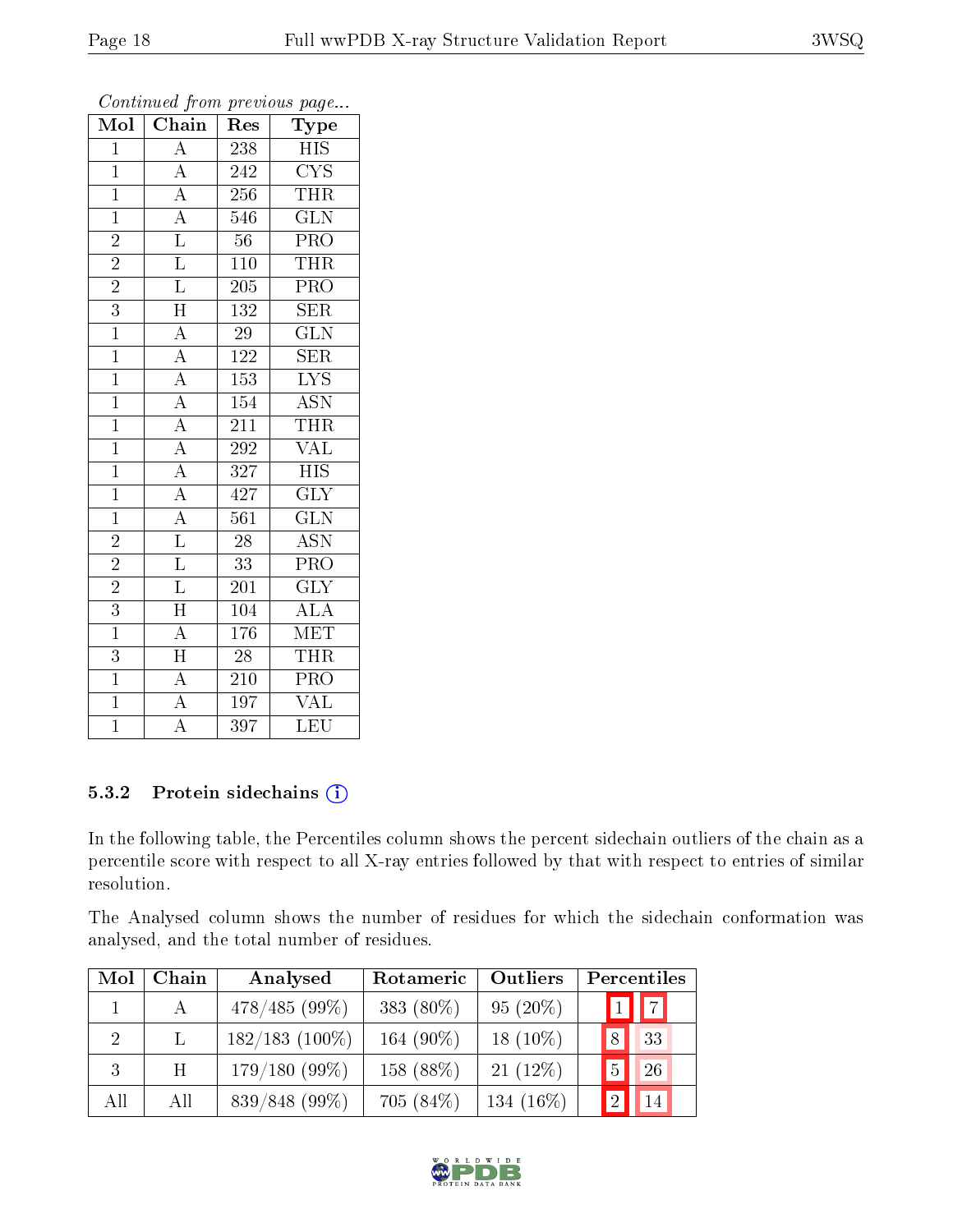*Continued from previous page...*

| Mol | Chain | Res | Type |
|---|---|---|---|
| 1 | A | 238 | HIS |
| 1 | A | 242 | CYS |
| 1 | A | 256 | THR |
| 1 | A | 546 | GLN |
| 2 | L | 56 | PRO |
| 2 | L | 110 | THR |
| 2 | L | 205 | PRO |
| 3 | H | 132 | SER |
| 1 | A | 29 | GLN |
| 1 | A | 122 | SER |
| 1 | A | 153 | LYS |
| 1 | A | 154 | ASN |
| 1 | A | 211 | THR |
| 1 | A | 292 | VAL |
| 1 | A | 327 | HIS |
| 1 | A | 427 | GLY |
| 1 | A | 561 | GLN |
| 2 | L | 28 | ASN |
| 2 | L | 33 | PRO |
| 2 | L | 201 | GLY |
| 3 | H | 104 | ALA |
| 1 | A | 176 | MET |
| 3 | H | 28 | THR |
| 1 | A | 210 | PRO |
| 1 | A | 197 | VAL |
| 1 | A | 397 | LEU |

### 5.3.2 Protein sidechains

In the following table, the Percentiles column shows the percent sidechain outliers of the chain as a percentile score with respect to all X-ray entries followed by that with respect to entries of similar resolution.

The Analysed column shows the number of residues for which the sidechain conformation was analysed, and the total number of residues.

| Mol | Chain | Analysed | Rotameric | Outliers | Percentiles | |
|---|---|---|---|---|---|---|
| 1 | A | 478/485 (99%) | 383 (80%) | 95 (20%) | 1 | 7 |
| 2 | L | 182/183 (100%) | 164 (90%) | 18 (10%) | 8 | 33 |
| 3 | H | 179/180 (99%) | 158 (88%) | 21 (12%) | 5 | 26 |
| All | All | 839/848 (99%) | 705 (84%) | 134 (16%) | 2 | 14 |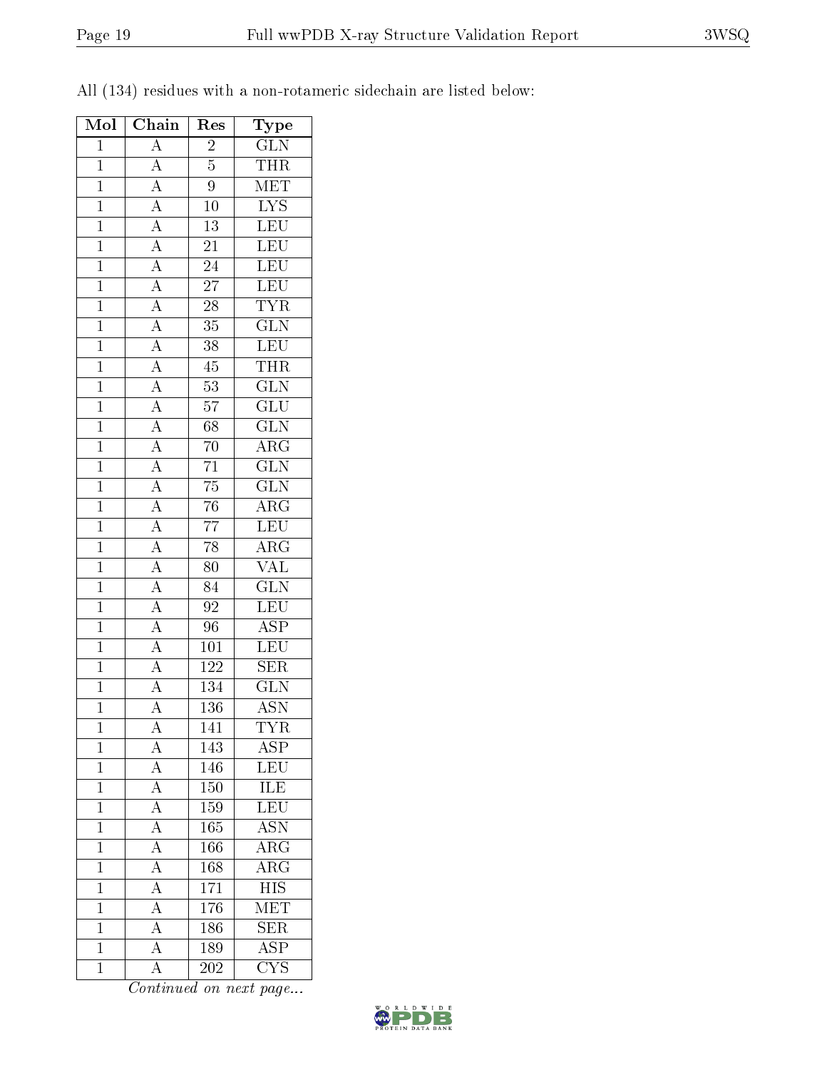All (134) residues with a non-rotameric sidechain are listed below:

| Mol | Chain | Res | Type |
|---|---|---|---|
| 1 | A | 2 | GLN |
| 1 | A | 5 | THR |
| 1 | A | 9 | MET |
| 1 | A | 10 | LYS |
| 1 | A | 13 | LEU |
| 1 | A | 21 | LEU |
| 1 | A | 24 | LEU |
| 1 | A | 27 | LEU |
| 1 | A | 28 | TYR |
| 1 | A | 35 | GLN |
| 1 | A | 38 | LEU |
| 1 | A | 45 | THR |
| 1 | A | 53 | GLN |
| 1 | A | 57 | GLU |
| 1 | A | 68 | GLN |
| 1 | A | 70 | ARG |
| 1 | A | 71 | GLN |
| 1 | A | 75 | GLN |
| 1 | A | 76 | ARG |
| 1 | A | 77 | LEU |
| 1 | A | 78 | ARG |
| 1 | A | 80 | VAL |
| 1 | A | 84 | GLN |
| 1 | A | 92 | LEU |
| 1 | A | 96 | ASP |
| 1 | A | 101 | LEU |
| 1 | A | 122 | SER |
| 1 | A | 134 | GLN |
| 1 | A | 136 | ASN |
| 1 | A | 141 | TYR |
| 1 | A | 143 | ASP |
| 1 | A | 146 | LEU |
| 1 | A | 150 | ILE |
| 1 | A | 159 | LEU |
| 1 | A | 165 | ASN |
| 1 | A | 166 | ARG |
| 1 | A | 168 | ARG |
| 1 | A | 171 | HIS |
| 1 | A | 176 | MET |
| 1 | A | 186 | SER |
| 1 | A | 189 | ASP |
| 1 | A | 202 | CYS |

*Continued on next page...*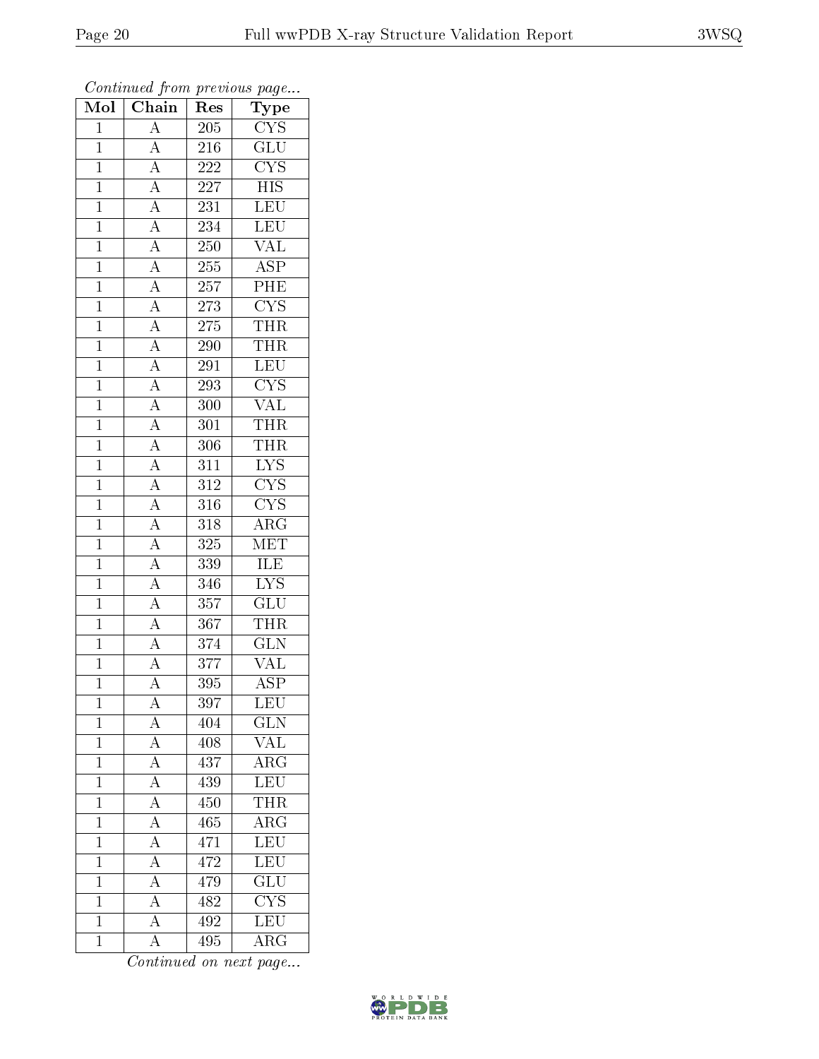*Continued from previous page...*

| Mol | Chain | Res | Type |
|---|---|---|---|
| 1 | A | 205 | CYS |
| 1 | A | 216 | GLU |
| 1 | A | 222 | CYS |
| 1 | A | 227 | HIS |
| 1 | A | 231 | LEU |
| 1 | A | 234 | LEU |
| 1 | A | 250 | VAL |
| 1 | A | 255 | ASP |
| 1 | A | 257 | PHE |
| 1 | A | 273 | CYS |
| 1 | A | 275 | THR |
| 1 | A | 290 | THR |
| 1 | A | 291 | LEU |
| 1 | A | 293 | CYS |
| 1 | A | 300 | VAL |
| 1 | A | 301 | THR |
| 1 | A | 306 | THR |
| 1 | A | 311 | LYS |
| 1 | A | 312 | CYS |
| 1 | A | 316 | CYS |
| 1 | A | 318 | ARG |
| 1 | A | 325 | MET |
| 1 | A | 339 | ILE |
| 1 | A | 346 | LYS |
| 1 | A | 357 | GLU |
| 1 | A | 367 | THR |
| 1 | A | 374 | GLN |
| 1 | A | 377 | VAL |
| 1 | A | 395 | ASP |
| 1 | A | 397 | LEU |
| 1 | A | 404 | GLN |
| 1 | A | 408 | VAL |
| 1 | A | 437 | ARG |
| 1 | A | 439 | LEU |
| 1 | A | 450 | THR |
| 1 | A | 465 | ARG |
| 1 | A | 471 | LEU |
| 1 | A | 472 | LEU |
| 1 | A | 479 | GLU |
| 1 | A | 482 | CYS |
| 1 | A | 492 | LEU |
| 1 | A | 495 | ARG |

*Continued on next page...*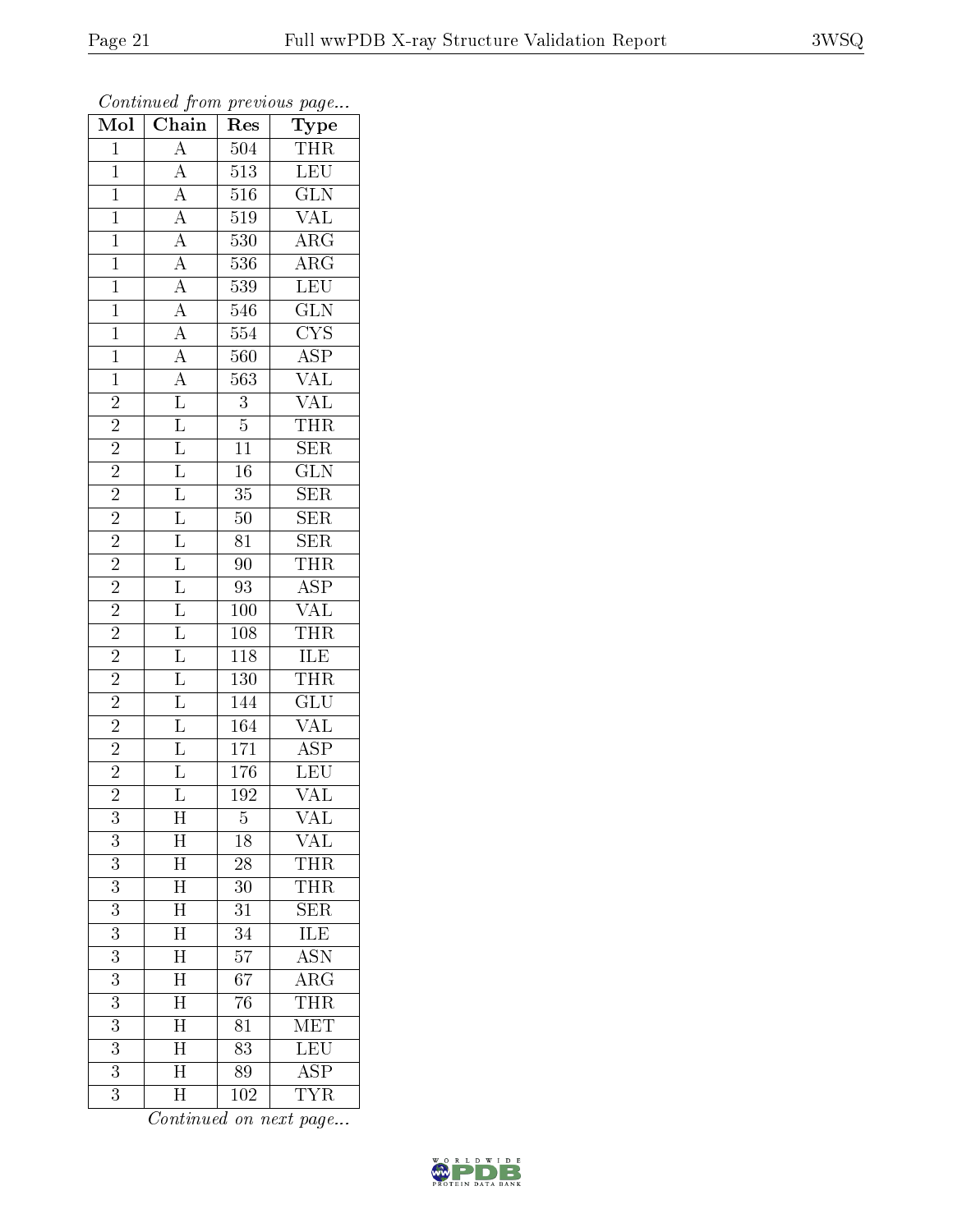*Continued from previous page...*

| Mol | Chain | Res | Type |
|---|---|---|---|
| 1 | A | 504 | THR |
| 1 | A | 513 | LEU |
| 1 | A | 516 | GLN |
| 1 | A | 519 | VAL |
| 1 | A | 530 | ARG |
| 1 | A | 536 | ARG |
| 1 | A | 539 | LEU |
| 1 | A | 546 | GLN |
| 1 | A | 554 | CYS |
| 1 | A | 560 | ASP |
| 1 | A | 563 | VAL |
| 2 | L | 3 | VAL |
| 2 | L | 5 | THR |
| 2 | L | 11 | SER |
| 2 | L | 16 | GLN |
| 2 | L | 35 | SER |
| 2 | L | 50 | SER |
| 2 | L | 81 | SER |
| 2 | L | 90 | THR |
| 2 | L | 93 | ASP |
| 2 | L | 100 | VAL |
| 2 | L | 108 | THR |
| 2 | L | 118 | ILE |
| 2 | L | 130 | THR |
| 2 | L | 144 | GLU |
| 2 | L | 164 | VAL |
| 2 | L | 171 | ASP |
| 2 | L | 176 | LEU |
| 2 | L | 192 | VAL |
| 3 | H | 5 | VAL |
| 3 | H | 18 | VAL |
| 3 | H | 28 | THR |
| 3 | H | 30 | THR |
| 3 | H | 31 | SER |
| 3 | H | 34 | ILE |
| 3 | H | 57 | ASN |
| 3 | H | 67 | ARG |
| 3 | H | 76 | THR |
| 3 | H | 81 | MET |
| 3 | H | 83 | LEU |
| 3 | H | 89 | ASP |
| 3 | H | 102 | TYR |

*Continued on next page...*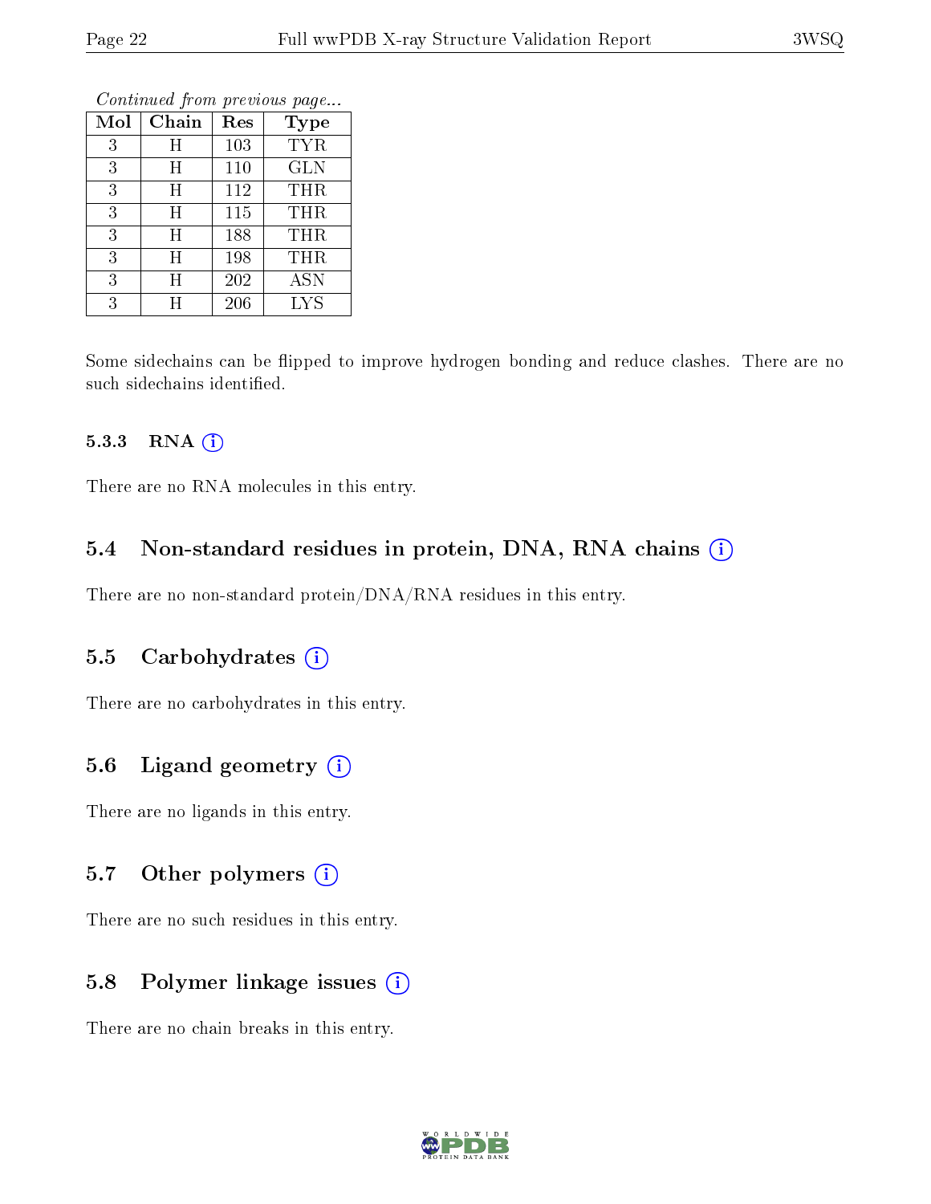*Continued from previous page...*

| Mol | Chain | Res | Type |
|---|---|---|---|
| 3 | H | 103 | TYR |
| 3 | H | 110 | GLN |
| 3 | H | 112 | THR |
| 3 | H | 115 | THR |
| 3 | H | 188 | THR |
| 3 | H | 198 | THR |
| 3 | H | 202 | ASN |
| 3 | H | 206 | LYS |

Some sidechains can be flipped to improve hydrogen bonding and reduce clashes. There are no such sidechains identified.

#### 5.3.3 RNA

There are no RNA molecules in this entry.

### 5.4 Non-standard residues in protein, DNA, RNA chains

There are no non-standard protein/DNA/RNA residues in this entry.

### 5.5 Carbohydrates

There are no carbohydrates in this entry.

### 5.6 Ligand geometry

There are no ligands in this entry.

### 5.7 Other polymers

There are no such residues in this entry.

### 5.8 Polymer linkage issues

There are no chain breaks in this entry.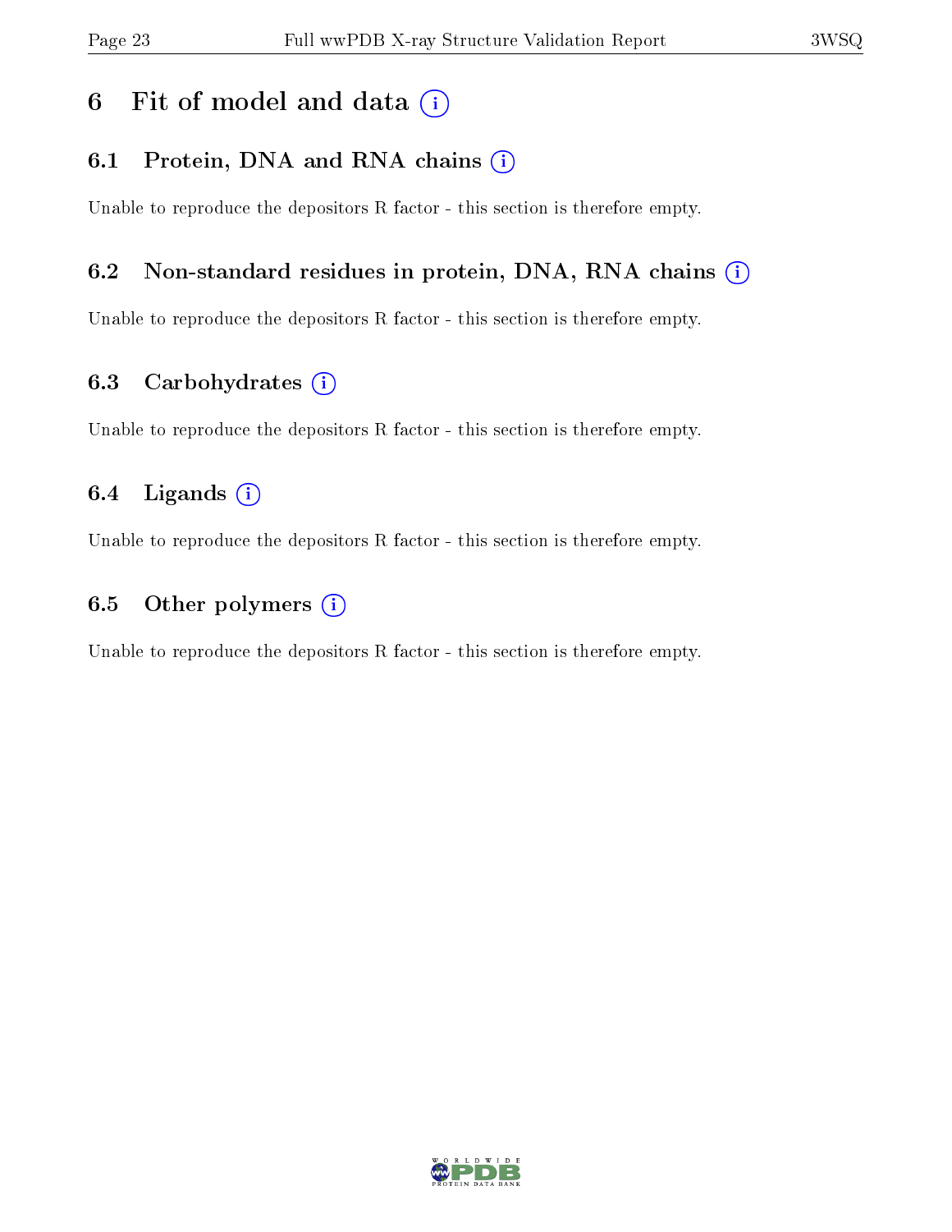# 6 Fit of model and data

## 6.1 Protein, DNA and RNA chains

Unable to reproduce the depositors R factor - this section is therefore empty.

## 6.2 Non-standard residues in protein, DNA, RNA chains

Unable to reproduce the depositors R factor - this section is therefore empty.

## 6.3 Carbohydrates

Unable to reproduce the depositors R factor - this section is therefore empty.

## 6.4 Ligands

Unable to reproduce the depositors R factor - this section is therefore empty.

## 6.5 Other polymers

Unable to reproduce the depositors R factor - this section is therefore empty.